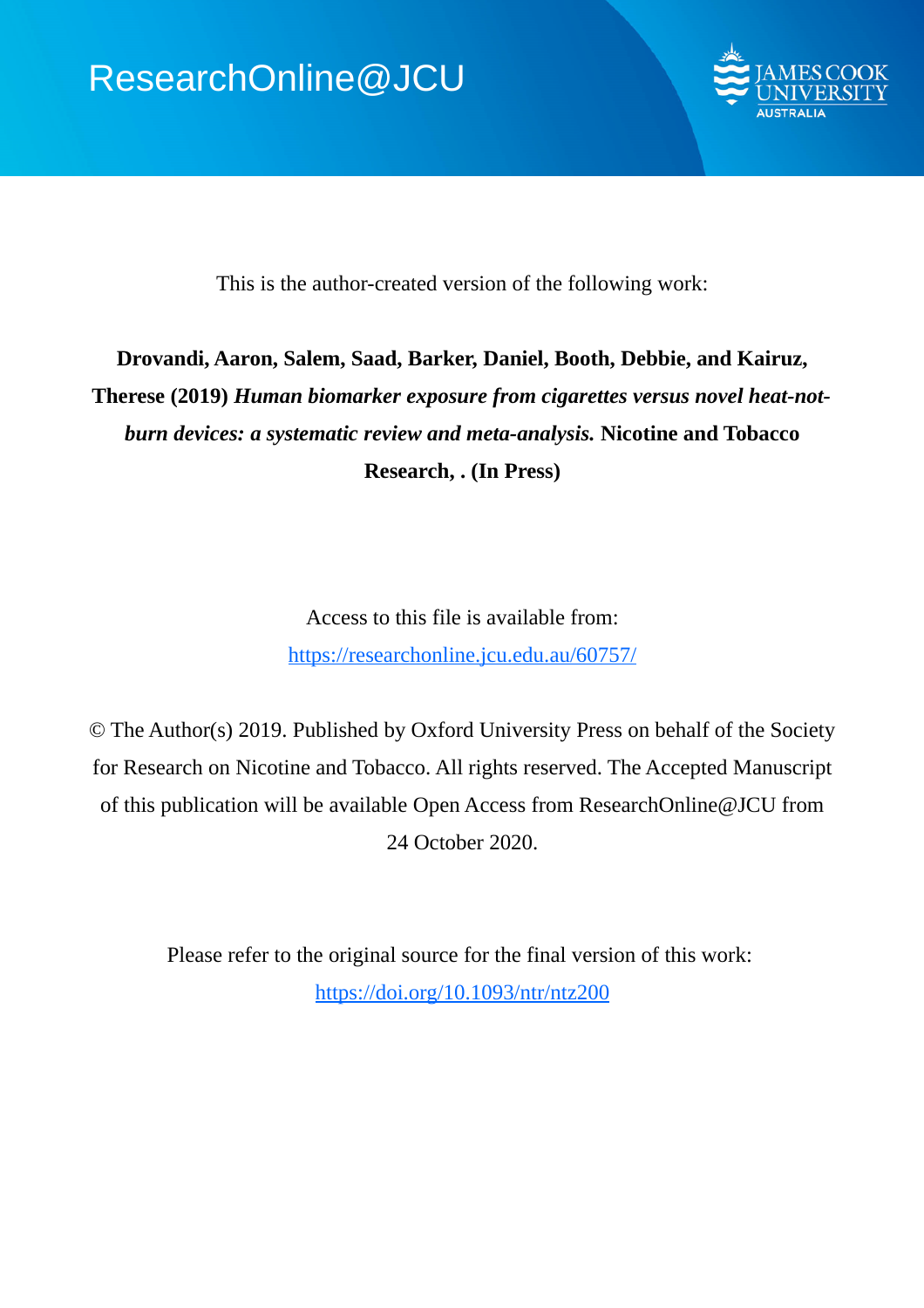ResearchOnline@JCU

JAMES COOK UNIVERSITY AUSTRALIA

This is the author-created version of the following work:

**Drovandi, Aaron, Salem, Saad, Barker, Daniel, Booth, Debbie, and Kairuz, Therese (2019)** ***Human biomarker exposure from cigarettes versus novel heat-not-burn devices: a systematic review and meta-analysis.*** **Nicotine and Tobacco Research, . (In Press)**

Access to this file is available from:

https://researchonline.jcu.edu.au/60757/

© The Author(s) 2019. Published by Oxford University Press on behalf of the Society for Research on Nicotine and Tobacco. All rights reserved. The Accepted Manuscript of this publication will be available Open Access from ResearchOnline@JCU from 24 October 2020.

Please refer to the original source for the final version of this work:

https://doi.org/10.1093/ntr/ntz200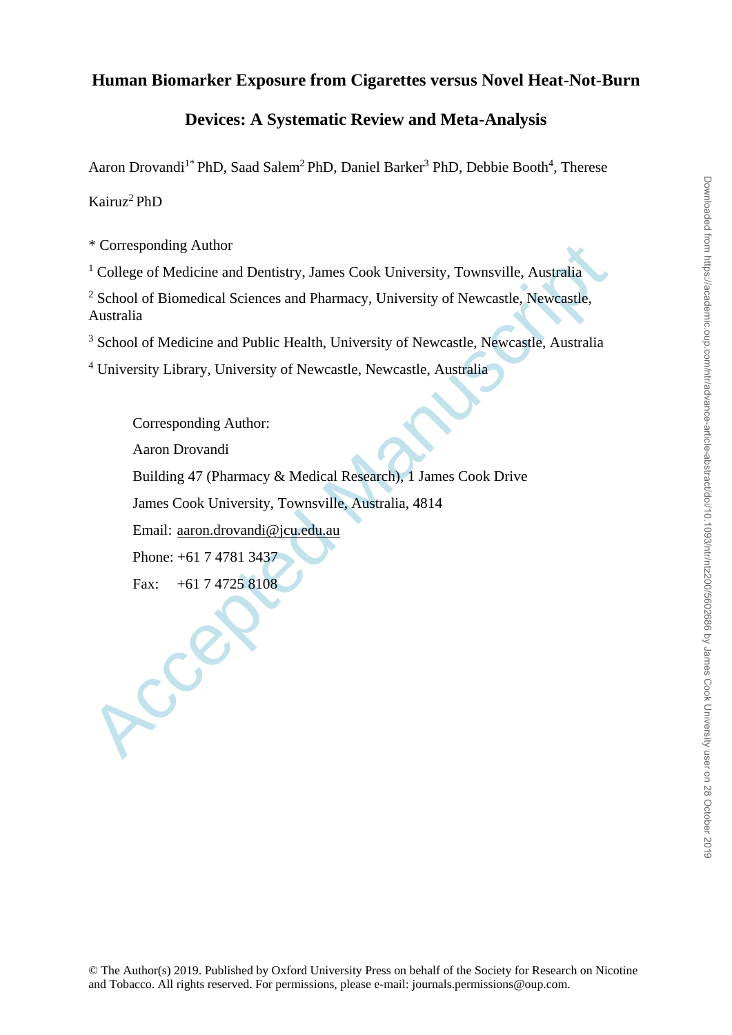# Human Biomarker Exposure from Cigarettes versus Novel Heat-Not-Burn Devices: A Systematic Review and Meta-Analysis

Aaron Drovandi[1*] PhD, Saad Salem[2] PhD, Daniel Barker[3] PhD, Debbie Booth[4], Therese Kairuz[2] PhD

* Corresponding Author

[1] College of Medicine and Dentistry, James Cook University, Townsville, Australia

[2] School of Biomedical Sciences and Pharmacy, University of Newcastle, Newcastle, Australia

[3] School of Medicine and Public Health, University of Newcastle, Newcastle, Australia

[4] University Library, University of Newcastle, Newcastle, Australia

Corresponding Author:
Aaron Drovandi
Building 47 (Pharmacy & Medical Research), 1 James Cook Drive
James Cook University, Townsville, Australia, 4814
Email: aaron.drovandi@jcu.edu.au
Phone: +61 7 4781 3437
Fax: +61 7 4725 8108

© The Author(s) 2019. Published by Oxford University Press on behalf of the Society for Research on Nicotine and Tobacco. All rights reserved. For permissions, please e-mail: journals.permissions@oup.com.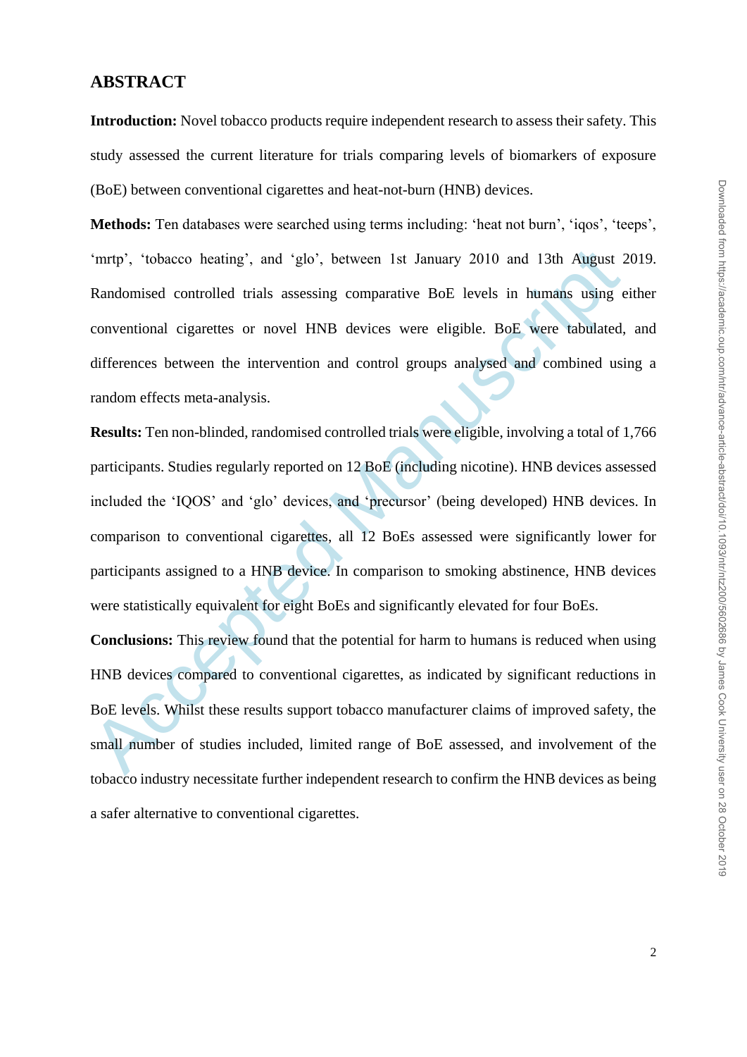## ABSTRACT

**Introduction:** Novel tobacco products require independent research to assess their safety. This study assessed the current literature for trials comparing levels of biomarkers of exposure (BoE) between conventional cigarettes and heat-not-burn (HNB) devices.

**Methods:** Ten databases were searched using terms including: 'heat not burn', 'iqos', 'teeps', 'mrtp', 'tobacco heating', and 'glo', between 1st January 2010 and 13th August 2019. Randomised controlled trials assessing comparative BoE levels in humans using either conventional cigarettes or novel HNB devices were eligible. BoE were tabulated, and differences between the intervention and control groups analysed and combined using a random effects meta-analysis.

**Results:** Ten non-blinded, randomised controlled trials were eligible, involving a total of 1,766 participants. Studies regularly reported on 12 BoE (including nicotine). HNB devices assessed included the 'IQOS' and 'glo' devices, and 'precursor' (being developed) HNB devices. In comparison to conventional cigarettes, all 12 BoEs assessed were significantly lower for participants assigned to a HNB device. In comparison to smoking abstinence, HNB devices were statistically equivalent for eight BoEs and significantly elevated for four BoEs.

**Conclusions:** This review found that the potential for harm to humans is reduced when using HNB devices compared to conventional cigarettes, as indicated by significant reductions in BoE levels. Whilst these results support tobacco manufacturer claims of improved safety, the small number of studies included, limited range of BoE assessed, and involvement of the tobacco industry necessitate further independent research to confirm the HNB devices as being a safer alternative to conventional cigarettes.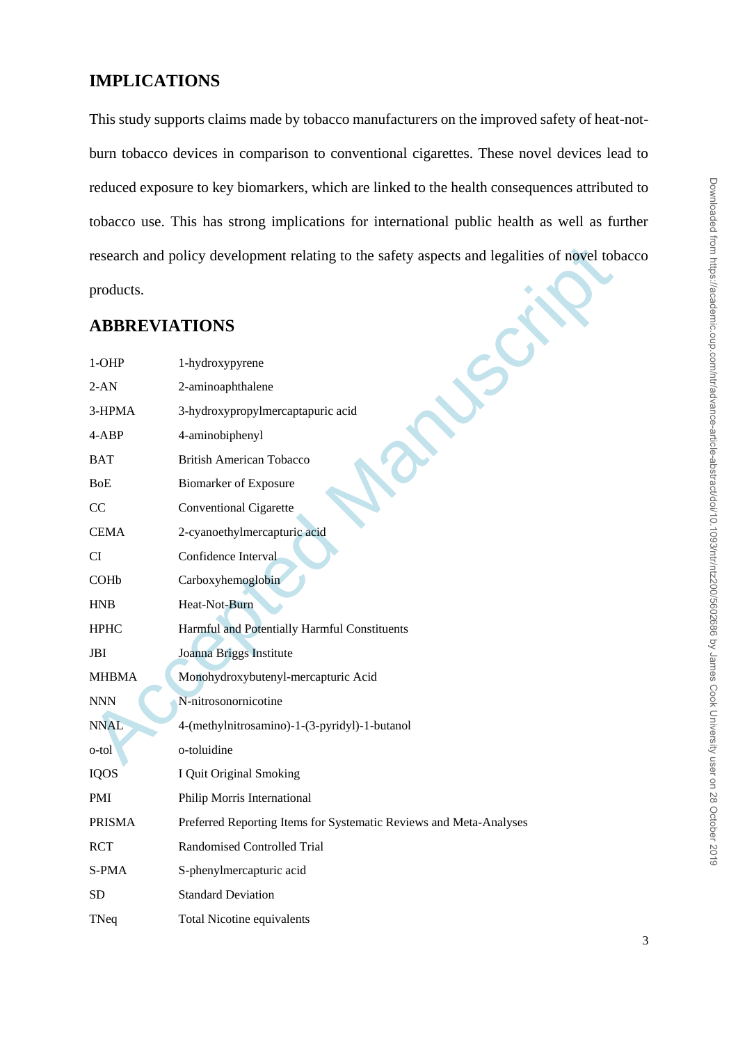## IMPLICATIONS

This study supports claims made by tobacco manufacturers on the improved safety of heat-not-burn tobacco devices in comparison to conventional cigarettes. These novel devices lead to reduced exposure to key biomarkers, which are linked to the health consequences attributed to tobacco use. This has strong implications for international public health as well as further research and policy development relating to the safety aspects and legalities of novel tobacco products.

## ABBREVIATIONS

| | |
|---|---|
| 1-OHP | 1-hydroxypyrene |
| 2-AN | 2-aminoaphthalene |
| 3-HPMA | 3-hydroxypropylmercaptapuric acid |
| 4-ABP | 4-aminobiphenyl |
| BAT | British American Tobacco |
| BoE | Biomarker of Exposure |
| CC | Conventional Cigarette |
| CEMA | 2-cyanoethylmercapturic acid |
| CI | Confidence Interval |
| COHb | Carboxyhemoglobin |
| HNB | Heat-Not-Burn |
| HPHC | Harmful and Potentially Harmful Constituents |
| JBI | Joanna Briggs Institute |
| MHBMA | Monohydroxybutenyl-mercapturic Acid |
| NNN | N-nitrosonornicotine |
| NNAL | 4-(methylnitrosamino)-1-(3-pyridyl)-1-butanol |
| o-tol | o-toluidine |
| IQOS | I Quit Original Smoking |
| PMI | Philip Morris International |
| PRISMA | Preferred Reporting Items for Systematic Reviews and Meta-Analyses |
| RCT | Randomised Controlled Trial |
| S-PMA | S-phenylmercapturic acid |
| SD | Standard Deviation |
| TNeq | Total Nicotine equivalents |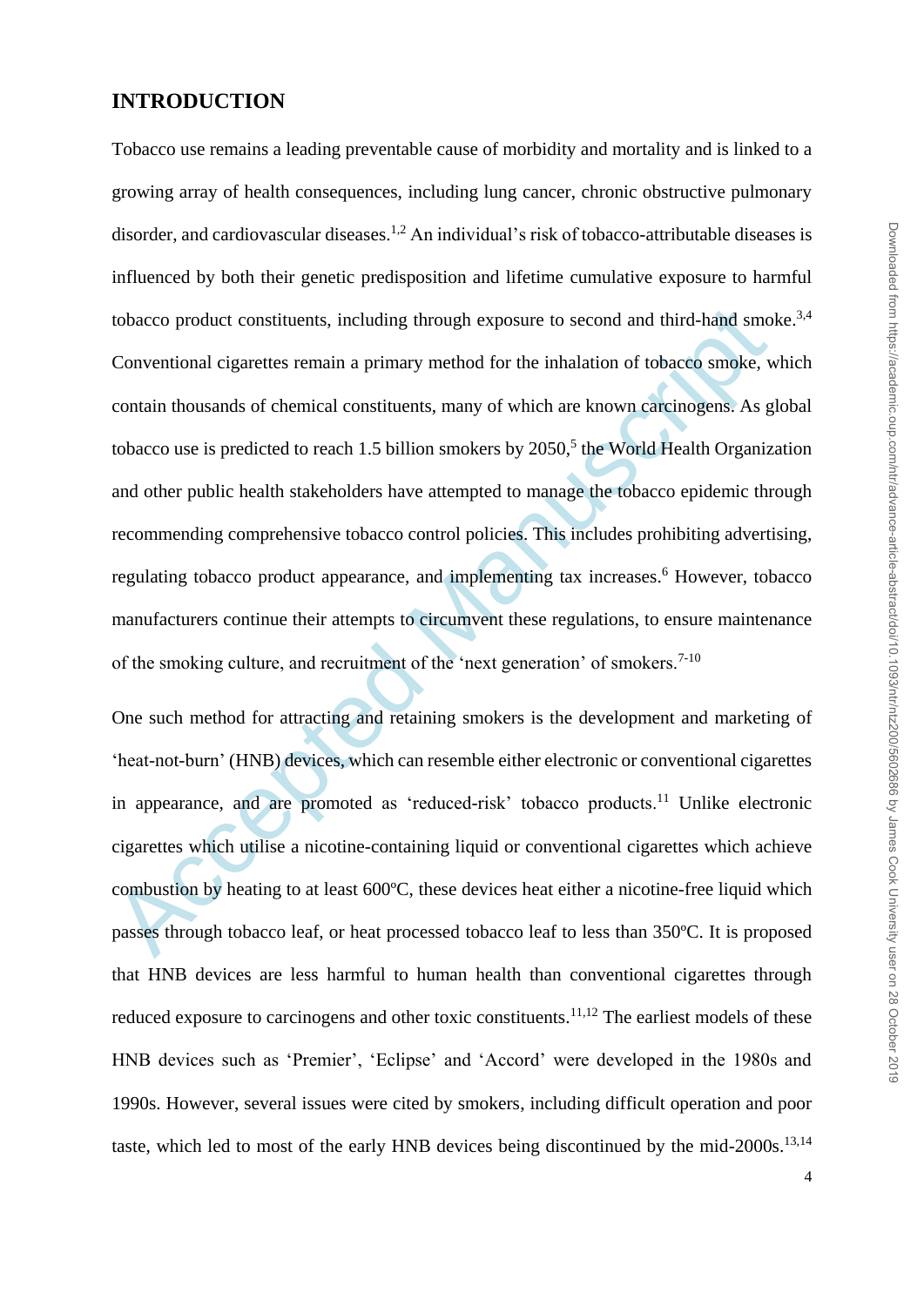## INTRODUCTION

Tobacco use remains a leading preventable cause of morbidity and mortality and is linked to a growing array of health consequences, including lung cancer, chronic obstructive pulmonary disorder, and cardiovascular diseases.[1,2] An individual's risk of tobacco-attributable diseases is influenced by both their genetic predisposition and lifetime cumulative exposure to harmful tobacco product constituents, including through exposure to second and third-hand smoke.[3,4] Conventional cigarettes remain a primary method for the inhalation of tobacco smoke, which contain thousands of chemical constituents, many of which are known carcinogens. As global tobacco use is predicted to reach 1.5 billion smokers by 2050,[5] the World Health Organization and other public health stakeholders have attempted to manage the tobacco epidemic through recommending comprehensive tobacco control policies. This includes prohibiting advertising, regulating tobacco product appearance, and implementing tax increases.[6] However, tobacco manufacturers continue their attempts to circumvent these regulations, to ensure maintenance of the smoking culture, and recruitment of the 'next generation' of smokers.[7-10]

One such method for attracting and retaining smokers is the development and marketing of 'heat-not-burn' (HNB) devices, which can resemble either electronic or conventional cigarettes in appearance, and are promoted as 'reduced-risk' tobacco products.[11] Unlike electronic cigarettes which utilise a nicotine-containing liquid or conventional cigarettes which achieve combustion by heating to at least 600ºC, these devices heat either a nicotine-free liquid which passes through tobacco leaf, or heat processed tobacco leaf to less than 350ºC. It is proposed that HNB devices are less harmful to human health than conventional cigarettes through reduced exposure to carcinogens and other toxic constituents.[11,12] The earliest models of these HNB devices such as 'Premier', 'Eclipse' and 'Accord' were developed in the 1980s and 1990s. However, several issues were cited by smokers, including difficult operation and poor taste, which led to most of the early HNB devices being discontinued by the mid-2000s.[13,14]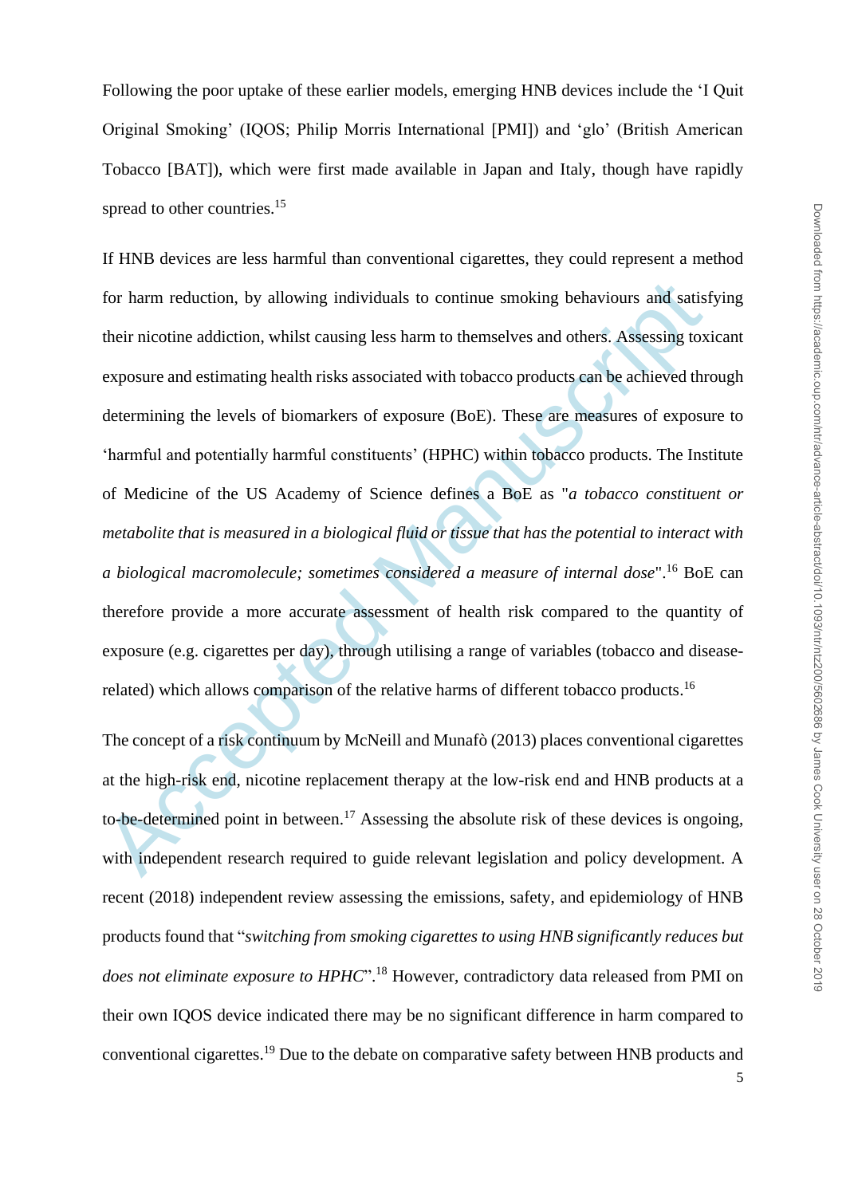Following the poor uptake of these earlier models, emerging HNB devices include the 'I Quit Original Smoking' (IQOS; Philip Morris International [PMI]) and 'glo' (British American Tobacco [BAT]), which were first made available in Japan and Italy, though have rapidly spread to other countries.[15]

If HNB devices are less harmful than conventional cigarettes, they could represent a method for harm reduction, by allowing individuals to continue smoking behaviours and satisfying their nicotine addiction, whilst causing less harm to themselves and others. Assessing toxicant exposure and estimating health risks associated with tobacco products can be achieved through determining the levels of biomarkers of exposure (BoE). These are measures of exposure to 'harmful and potentially harmful constituents' (HPHC) within tobacco products. The Institute of Medicine of the US Academy of Science defines a BoE as "*a tobacco constituent or metabolite that is measured in a biological fluid or tissue that has the potential to interact with a biological macromolecule; sometimes considered a measure of internal dose*".[16] BoE can therefore provide a more accurate assessment of health risk compared to the quantity of exposure (e.g. cigarettes per day), through utilising a range of variables (tobacco and disease-related) which allows comparison of the relative harms of different tobacco products.[16]

The concept of a risk continuum by McNeill and Munafò (2013) places conventional cigarettes at the high-risk end, nicotine replacement therapy at the low-risk end and HNB products at a to-be-determined point in between.[17] Assessing the absolute risk of these devices is ongoing, with independent research required to guide relevant legislation and policy development. A recent (2018) independent review assessing the emissions, safety, and epidemiology of HNB products found that "*switching from smoking cigarettes to using HNB significantly reduces but does not eliminate exposure to HPHC*".[18] However, contradictory data released from PMI on their own IQOS device indicated there may be no significant difference in harm compared to conventional cigarettes.[19] Due to the debate on comparative safety between HNB products and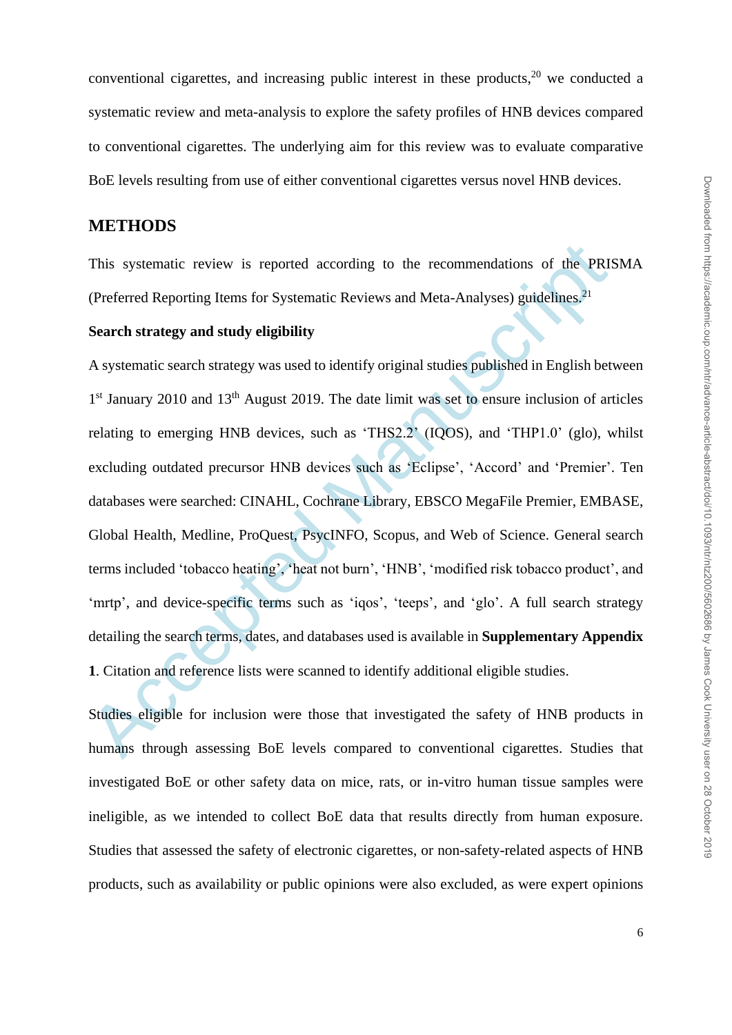conventional cigarettes, and increasing public interest in these products,[20] we conducted a systematic review and meta-analysis to explore the safety profiles of HNB devices compared to conventional cigarettes. The underlying aim for this review was to evaluate comparative BoE levels resulting from use of either conventional cigarettes versus novel HNB devices.

## METHODS

This systematic review is reported according to the recommendations of the PRISMA (Preferred Reporting Items for Systematic Reviews and Meta-Analyses) guidelines.[21]

### Search strategy and study eligibility

A systematic search strategy was used to identify original studies published in English between 1st January 2010 and 13th August 2019. The date limit was set to ensure inclusion of articles relating to emerging HNB devices, such as 'THS2.2' (IQOS), and 'THP1.0' (glo), whilst excluding outdated precursor HNB devices such as 'Eclipse', 'Accord' and 'Premier'. Ten databases were searched: CINAHL, Cochrane Library, EBSCO MegaFile Premier, EMBASE, Global Health, Medline, ProQuest, PsycINFO, Scopus, and Web of Science. General search terms included 'tobacco heating', 'heat not burn', 'HNB', 'modified risk tobacco product', and 'mrtp', and device-specific terms such as 'iqos', 'teeps', and 'glo'. A full search strategy detailing the search terms, dates, and databases used is available in **Supplementary Appendix 1**. Citation and reference lists were scanned to identify additional eligible studies.

Studies eligible for inclusion were those that investigated the safety of HNB products in humans through assessing BoE levels compared to conventional cigarettes. Studies that investigated BoE or other safety data on mice, rats, or in-vitro human tissue samples were ineligible, as we intended to collect BoE data that results directly from human exposure. Studies that assessed the safety of electronic cigarettes, or non-safety-related aspects of HNB products, such as availability or public opinions were also excluded, as were expert opinions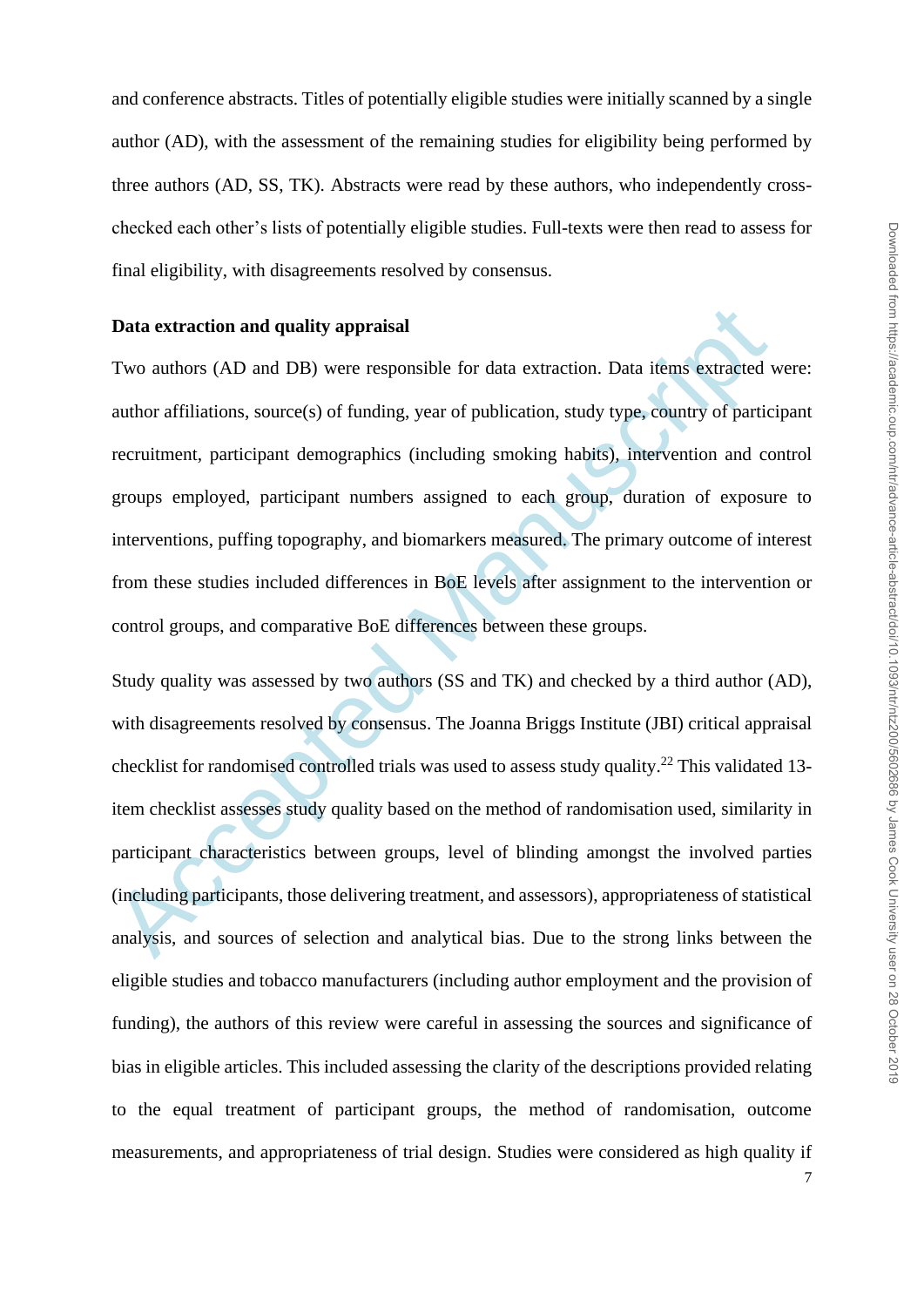and conference abstracts. Titles of potentially eligible studies were initially scanned by a single author (AD), with the assessment of the remaining studies for eligibility being performed by three authors (AD, SS, TK). Abstracts were read by these authors, who independently cross-checked each other's lists of potentially eligible studies. Full-texts were then read to assess for final eligibility, with disagreements resolved by consensus.

**Data extraction and quality appraisal**

Two authors (AD and DB) were responsible for data extraction. Data items extracted were: author affiliations, source(s) of funding, year of publication, study type, country of participant recruitment, participant demographics (including smoking habits), intervention and control groups employed, participant numbers assigned to each group, duration of exposure to interventions, puffing topography, and biomarkers measured. The primary outcome of interest from these studies included differences in BoE levels after assignment to the intervention or control groups, and comparative BoE differences between these groups.

Study quality was assessed by two authors (SS and TK) and checked by a third author (AD), with disagreements resolved by consensus. The Joanna Briggs Institute (JBI) critical appraisal checklist for randomised controlled trials was used to assess study quality.[22] This validated 13-item checklist assesses study quality based on the method of randomisation used, similarity in participant characteristics between groups, level of blinding amongst the involved parties (including participants, those delivering treatment, and assessors), appropriateness of statistical analysis, and sources of selection and analytical bias. Due to the strong links between the eligible studies and tobacco manufacturers (including author employment and the provision of funding), the authors of this review were careful in assessing the sources and significance of bias in eligible articles. This included assessing the clarity of the descriptions provided relating to the equal treatment of participant groups, the method of randomisation, outcome measurements, and appropriateness of trial design. Studies were considered as high quality if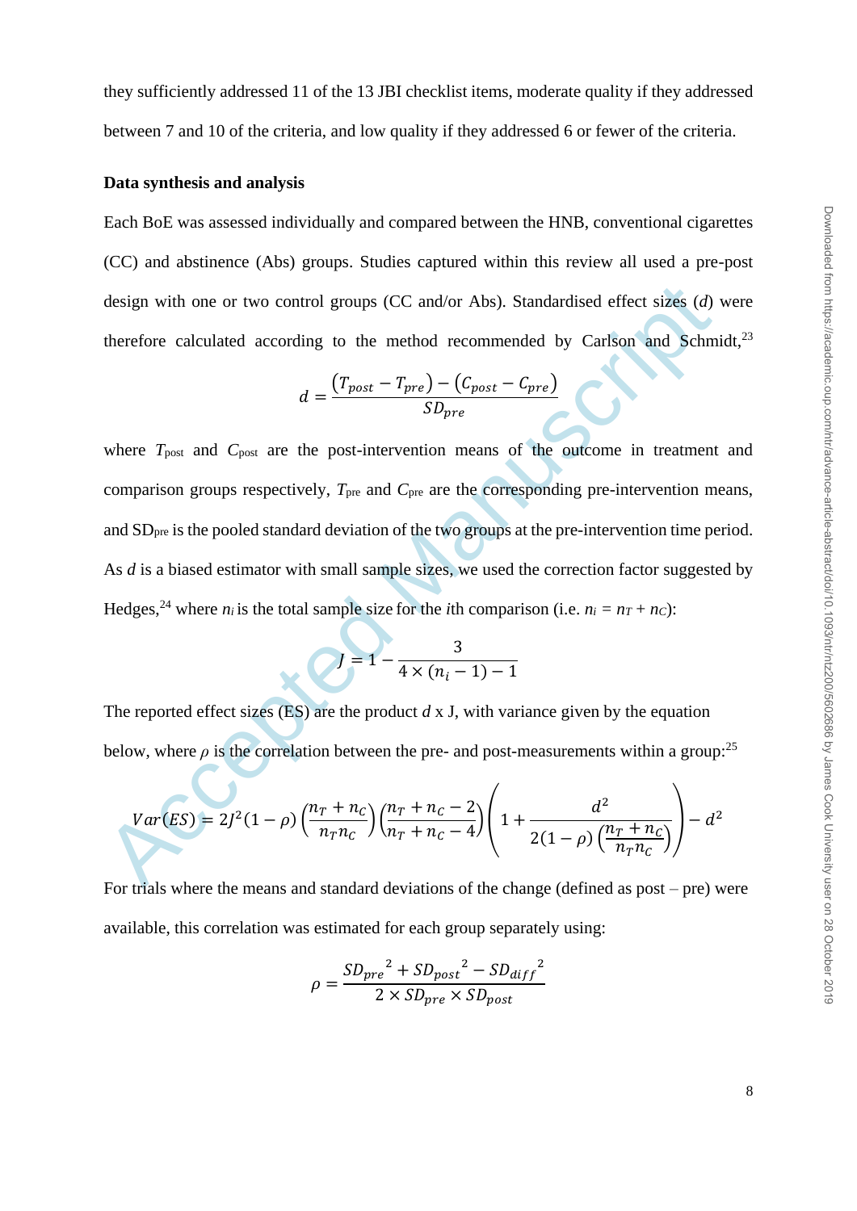they sufficiently addressed 11 of the 13 JBI checklist items, moderate quality if they addressed between 7 and 10 of the criteria, and low quality if they addressed 6 or fewer of the criteria.

**Data synthesis and analysis**

Each BoE was assessed individually and compared between the HNB, conventional cigarettes (CC) and abstinence (Abs) groups. Studies captured within this review all used a pre-post design with one or two control groups (CC and/or Abs). Standardised effect sizes ($d$) were therefore calculated according to the method recommended by Carlson and Schmidt,[23]

$$d = \frac{(T_{post} - T_{pre}) - (C_{post} - C_{pre})}{SD_{pre}}$$

where $T_{post}$ and $C_{post}$ are the post-intervention means of the outcome in treatment and comparison groups respectively, $T_{pre}$ and $C_{pre}$ are the corresponding pre-intervention means, and $SD_{pre}$ is the pooled standard deviation of the two groups at the pre-intervention time period. As $d$ is a biased estimator with small sample sizes, we used the correction factor suggested by Hedges,[24] where $n_i$ is the total sample size for the $i$th comparison (i.e. $n_i = n_T + n_C$):

$$J = 1 - \frac{3}{4 \times (n_i - 1) - 1}$$

The reported effect sizes (ES) are the product $d$ x J, with variance given by the equation below, where $\rho$ is the correlation between the pre- and post-measurements within a group:[25]

$$Var(ES) = 2J^2(1-\rho)\left(\frac{n_T + n_C}{n_T n_C}\right)\left(\frac{n_T + n_C - 2}{n_T + n_C - 4}\right)\left(1 + \frac{d^2}{2(1-\rho)\left(\frac{n_T + n_C}{n_T n_C}\right)}\right) - d^2$$

For trials where the means and standard deviations of the change (defined as post – pre) were available, this correlation was estimated for each group separately using:

$$\rho = \frac{{SD_{pre}}^2 + {SD_{post}}^2 - {SD_{diff}}^2}{2 \times SD_{pre} \times SD_{post}}$$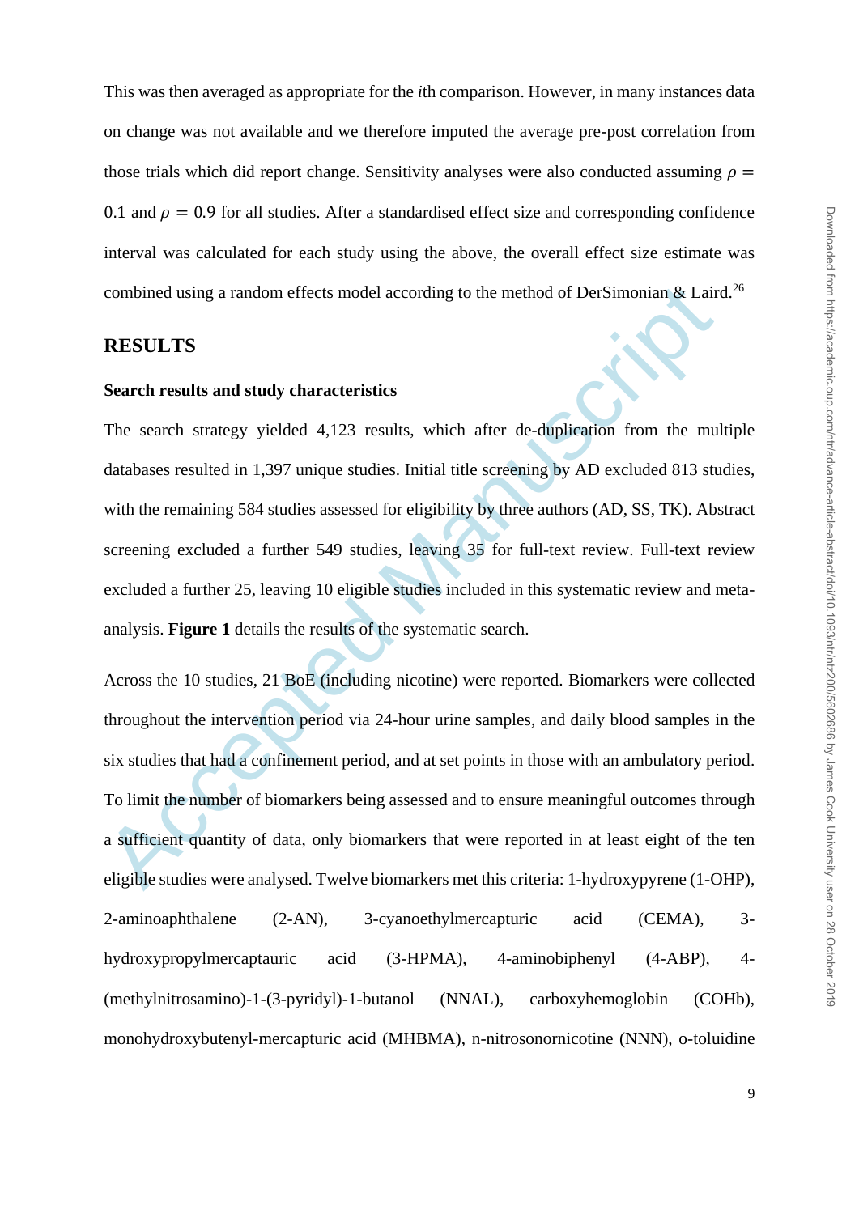This was then averaged as appropriate for the *i*th comparison. However, in many instances data on change was not available and we therefore imputed the average pre-post correlation from those trials which did report change. Sensitivity analyses were also conducted assuming $\rho = 0.1$ and $\rho = 0.9$ for all studies. After a standardised effect size and corresponding confidence interval was calculated for each study using the above, the overall effect size estimate was combined using a random effects model according to the method of DerSimonian & Laird.[26]

## RESULTS

### Search results and study characteristics

The search strategy yielded 4,123 results, which after de-duplication from the multiple databases resulted in 1,397 unique studies. Initial title screening by AD excluded 813 studies, with the remaining 584 studies assessed for eligibility by three authors (AD, SS, TK). Abstract screening excluded a further 549 studies, leaving 35 for full-text review. Full-text review excluded a further 25, leaving 10 eligible studies included in this systematic review and meta-analysis. **Figure 1** details the results of the systematic search.

Across the 10 studies, 21 BoE (including nicotine) were reported. Biomarkers were collected throughout the intervention period via 24-hour urine samples, and daily blood samples in the six studies that had a confinement period, and at set points in those with an ambulatory period. To limit the number of biomarkers being assessed and to ensure meaningful outcomes through a sufficient quantity of data, only biomarkers that were reported in at least eight of the ten eligible studies were analysed. Twelve biomarkers met this criteria: 1-hydroxypyrene (1-OHP), 2-aminoaphthalene (2-AN), 3-cyanoethylmercapturic acid (CEMA), 3-hydroxypropylmercaptauric acid (3-HPMA), 4-aminobiphenyl (4-ABP), 4-(methylnitrosamino)-1-(3-pyridyl)-1-butanol (NNAL), carboxyhemoglobin (COHb), monohydroxybutenyl-mercapturic acid (MHBMA), n-nitrosonornicotine (NNN), o-toluidine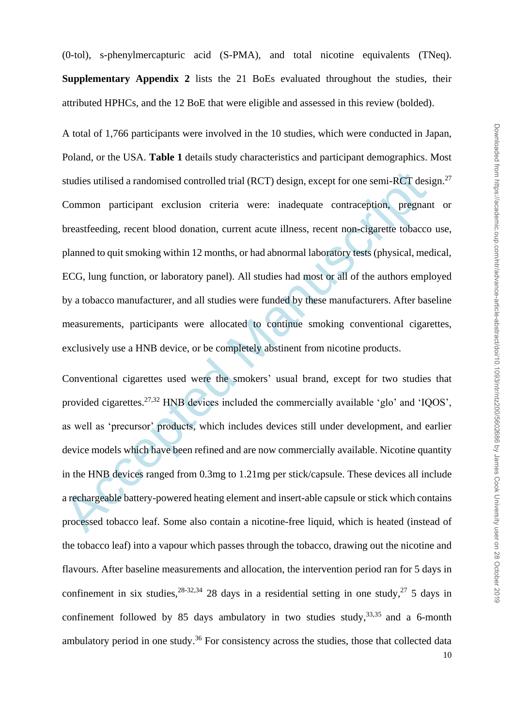(0-tol), s-phenylmercapturic acid (S-PMA), and total nicotine equivalents (TNeq). **Supplementary Appendix 2** lists the 21 BoEs evaluated throughout the studies, their attributed HPHCs, and the 12 BoE that were eligible and assessed in this review (bolded).

A total of 1,766 participants were involved in the 10 studies, which were conducted in Japan, Poland, or the USA. **Table 1** details study characteristics and participant demographics. Most studies utilised a randomised controlled trial (RCT) design, except for one semi-RCT design.[27] Common participant exclusion criteria were: inadequate contraception, pregnant or breastfeeding, recent blood donation, current acute illness, recent non-cigarette tobacco use, planned to quit smoking within 12 months, or had abnormal laboratory tests (physical, medical, ECG, lung function, or laboratory panel). All studies had most or all of the authors employed by a tobacco manufacturer, and all studies were funded by these manufacturers. After baseline measurements, participants were allocated to continue smoking conventional cigarettes, exclusively use a HNB device, or be completely abstinent from nicotine products.

Conventional cigarettes used were the smokers' usual brand, except for two studies that provided cigarettes.[27,32] HNB devices included the commercially available 'glo' and 'IQOS', as well as 'precursor' products, which includes devices still under development, and earlier device models which have been refined and are now commercially available. Nicotine quantity in the HNB devices ranged from 0.3mg to 1.21mg per stick/capsule. These devices all include a rechargeable battery-powered heating element and insert-able capsule or stick which contains processed tobacco leaf. Some also contain a nicotine-free liquid, which is heated (instead of the tobacco leaf) into a vapour which passes through the tobacco, drawing out the nicotine and flavours. After baseline measurements and allocation, the intervention period ran for 5 days in confinement in six studies,[28-32,34] 28 days in a residential setting in one study,[27] 5 days in confinement followed by 85 days ambulatory in two studies study,[33,35] and a 6-month ambulatory period in one study.[36] For consistency across the studies, those that collected data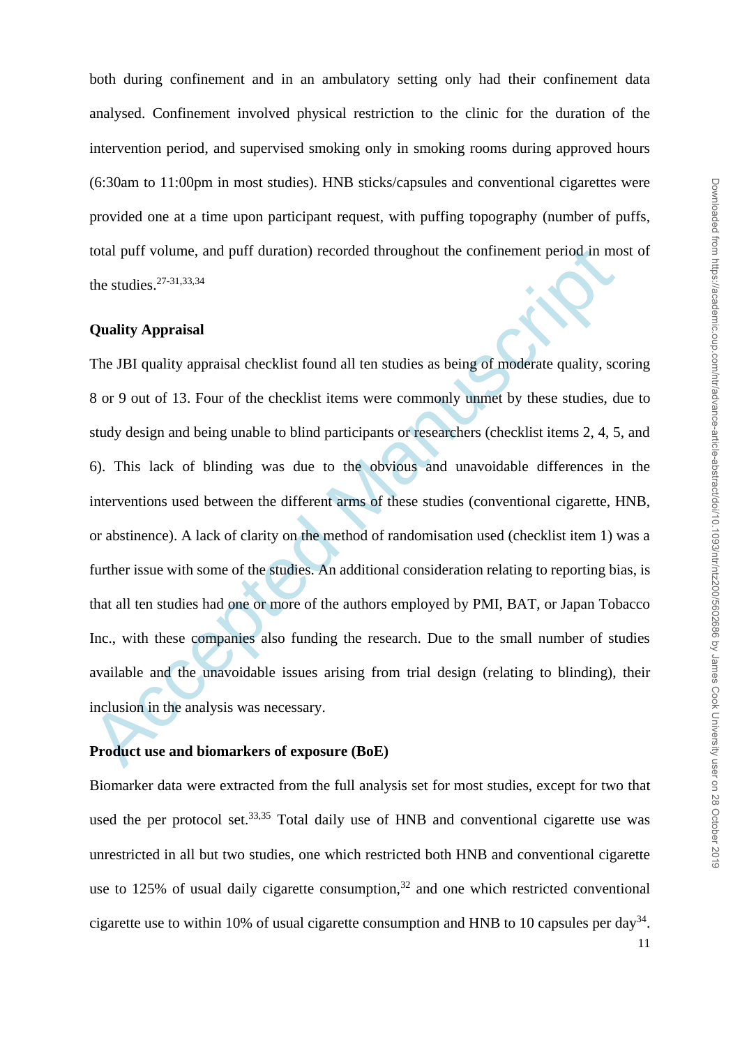both during confinement and in an ambulatory setting only had their confinement data analysed. Confinement involved physical restriction to the clinic for the duration of the intervention period, and supervised smoking only in smoking rooms during approved hours (6:30am to 11:00pm in most studies). HNB sticks/capsules and conventional cigarettes were provided one at a time upon participant request, with puffing topography (number of puffs, total puff volume, and puff duration) recorded throughout the confinement period in most of the studies.[27-31,33,34]

**Quality Appraisal**

The JBI quality appraisal checklist found all ten studies as being of moderate quality, scoring 8 or 9 out of 13. Four of the checklist items were commonly unmet by these studies, due to study design and being unable to blind participants or researchers (checklist items 2, 4, 5, and 6). This lack of blinding was due to the obvious and unavoidable differences in the interventions used between the different arms of these studies (conventional cigarette, HNB, or abstinence). A lack of clarity on the method of randomisation used (checklist item 1) was a further issue with some of the studies. An additional consideration relating to reporting bias, is that all ten studies had one or more of the authors employed by PMI, BAT, or Japan Tobacco Inc., with these companies also funding the research. Due to the small number of studies available and the unavoidable issues arising from trial design (relating to blinding), their inclusion in the analysis was necessary.

**Product use and biomarkers of exposure (BoE)**

Biomarker data were extracted from the full analysis set for most studies, except for two that used the per protocol set.[33,35] Total daily use of HNB and conventional cigarette use was unrestricted in all but two studies, one which restricted both HNB and conventional cigarette use to 125% of usual daily cigarette consumption,[32] and one which restricted conventional cigarette use to within 10% of usual cigarette consumption and HNB to 10 capsules per day[34].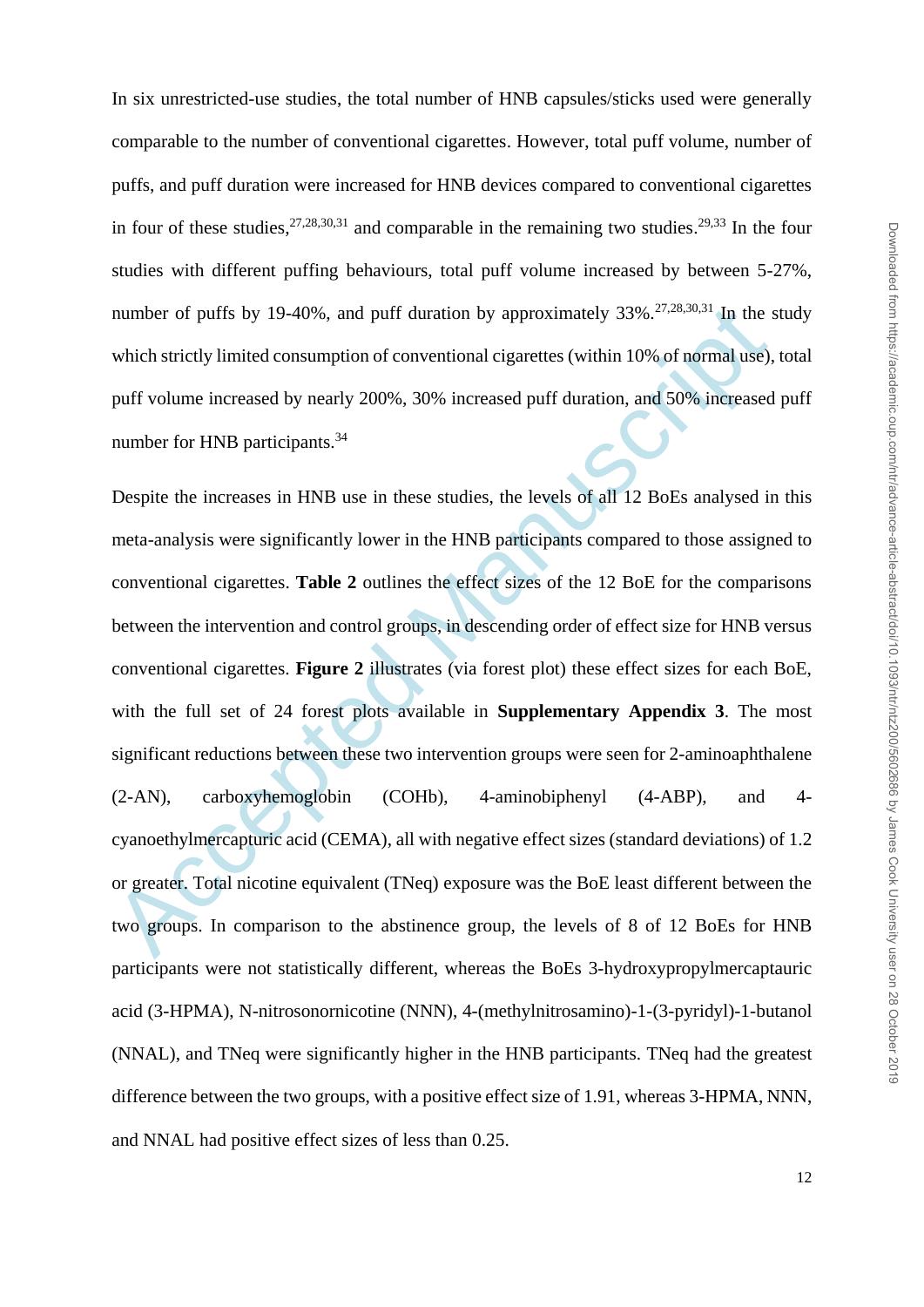In six unrestricted-use studies, the total number of HNB capsules/sticks used were generally comparable to the number of conventional cigarettes. However, total puff volume, number of puffs, and puff duration were increased for HNB devices compared to conventional cigarettes in four of these studies,[27,28,30,31] and comparable in the remaining two studies.[29,33] In the four studies with different puffing behaviours, total puff volume increased by between 5-27%, number of puffs by 19-40%, and puff duration by approximately 33%.[27,28,30,31] In the study which strictly limited consumption of conventional cigarettes (within 10% of normal use), total puff volume increased by nearly 200%, 30% increased puff duration, and 50% increased puff number for HNB participants.[34]

Despite the increases in HNB use in these studies, the levels of all 12 BoEs analysed in this meta-analysis were significantly lower in the HNB participants compared to those assigned to conventional cigarettes. **Table 2** outlines the effect sizes of the 12 BoE for the comparisons between the intervention and control groups, in descending order of effect size for HNB versus conventional cigarettes. **Figure 2** illustrates (via forest plot) these effect sizes for each BoE, with the full set of 24 forest plots available in **Supplementary Appendix 3**. The most significant reductions between these two intervention groups were seen for 2-aminoaphthalene (2-AN), carboxyhemoglobin (COHb), 4-aminobiphenyl (4-ABP), and 4-cyanoethylmercapturic acid (CEMA), all with negative effect sizes (standard deviations) of 1.2 or greater. Total nicotine equivalent (TNeq) exposure was the BoE least different between the two groups. In comparison to the abstinence group, the levels of 8 of 12 BoEs for HNB participants were not statistically different, whereas the BoEs 3-hydroxypropylmercaptauric acid (3-HPMA), N-nitrosonornicotine (NNN), 4-(methylnitrosamino)-1-(3-pyridyl)-1-butanol (NNAL), and TNeq were significantly higher in the HNB participants. TNeq had the greatest difference between the two groups, with a positive effect size of 1.91, whereas 3-HPMA, NNN, and NNAL had positive effect sizes of less than 0.25.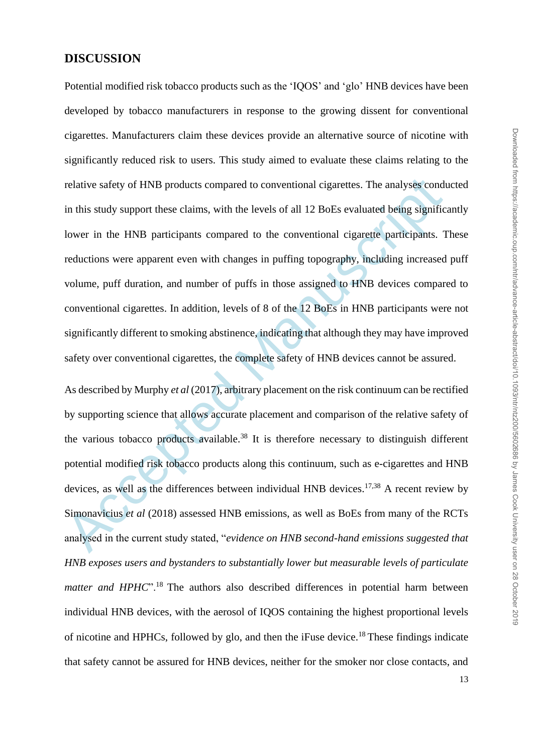## DISCUSSION

Potential modified risk tobacco products such as the 'IQOS' and 'glo' HNB devices have been developed by tobacco manufacturers in response to the growing dissent for conventional cigarettes. Manufacturers claim these devices provide an alternative source of nicotine with significantly reduced risk to users. This study aimed to evaluate these claims relating to the relative safety of HNB products compared to conventional cigarettes. The analyses conducted in this study support these claims, with the levels of all 12 BoEs evaluated being significantly lower in the HNB participants compared to the conventional cigarette participants. These reductions were apparent even with changes in puffing topography, including increased puff volume, puff duration, and number of puffs in those assigned to HNB devices compared to conventional cigarettes. In addition, levels of 8 of the 12 BoEs in HNB participants were not significantly different to smoking abstinence, indicating that although they may have improved safety over conventional cigarettes, the complete safety of HNB devices cannot be assured.

As described by Murphy *et al* (2017), arbitrary placement on the risk continuum can be rectified by supporting science that allows accurate placement and comparison of the relative safety of the various tobacco products available.[38] It is therefore necessary to distinguish different potential modified risk tobacco products along this continuum, such as e-cigarettes and HNB devices, as well as the differences between individual HNB devices.[17,38] A recent review by Simonavicius *et al* (2018) assessed HNB emissions, as well as BoEs from many of the RCTs analysed in the current study stated, "*evidence on HNB second-hand emissions suggested that HNB exposes users and bystanders to substantially lower but measurable levels of particulate matter and HPHC*".[18] The authors also described differences in potential harm between individual HNB devices, with the aerosol of IQOS containing the highest proportional levels of nicotine and HPHCs, followed by glo, and then the iFuse device.[18] These findings indicate that safety cannot be assured for HNB devices, neither for the smoker nor close contacts, and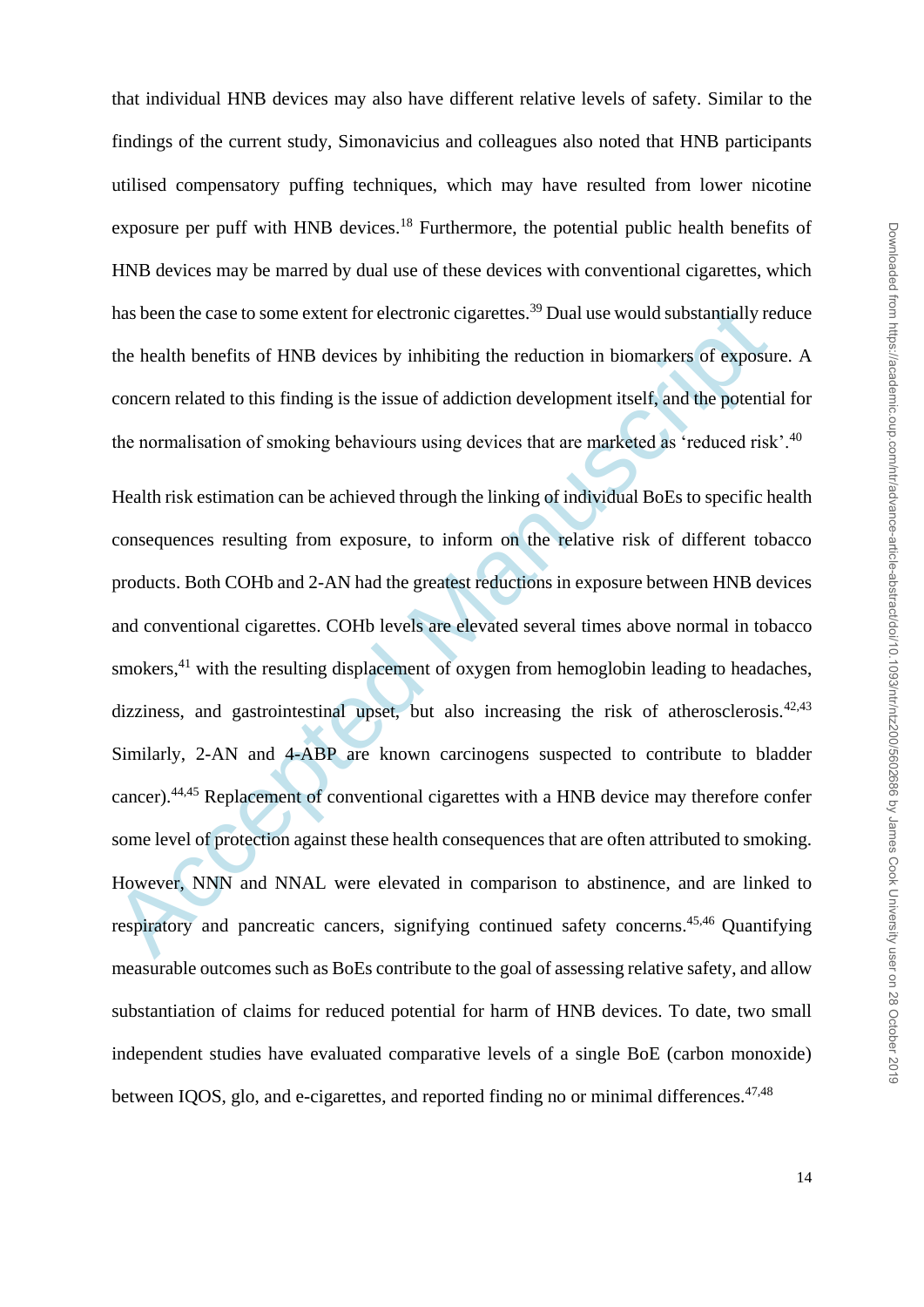that individual HNB devices may also have different relative levels of safety. Similar to the findings of the current study, Simonavicius and colleagues also noted that HNB participants utilised compensatory puffing techniques, which may have resulted from lower nicotine exposure per puff with HNB devices.[18] Furthermore, the potential public health benefits of HNB devices may be marred by dual use of these devices with conventional cigarettes, which has been the case to some extent for electronic cigarettes.[39] Dual use would substantially reduce the health benefits of HNB devices by inhibiting the reduction in biomarkers of exposure. A concern related to this finding is the issue of addiction development itself, and the potential for the normalisation of smoking behaviours using devices that are marketed as 'reduced risk'.[40]

Health risk estimation can be achieved through the linking of individual BoEs to specific health consequences resulting from exposure, to inform on the relative risk of different tobacco products. Both COHb and 2-AN had the greatest reductions in exposure between HNB devices and conventional cigarettes. COHb levels are elevated several times above normal in tobacco smokers,[41] with the resulting displacement of oxygen from hemoglobin leading to headaches, dizziness, and gastrointestinal upset, but also increasing the risk of atherosclerosis.[42,43] Similarly, 2-AN and 4-ABP are known carcinogens suspected to contribute to bladder cancer).[44,45] Replacement of conventional cigarettes with a HNB device may therefore confer some level of protection against these health consequences that are often attributed to smoking. However, NNN and NNAL were elevated in comparison to abstinence, and are linked to respiratory and pancreatic cancers, signifying continued safety concerns.[45,46] Quantifying measurable outcomes such as BoEs contribute to the goal of assessing relative safety, and allow substantiation of claims for reduced potential for harm of HNB devices. To date, two small independent studies have evaluated comparative levels of a single BoE (carbon monoxide) between IQOS, glo, and e-cigarettes, and reported finding no or minimal differences.[47,48]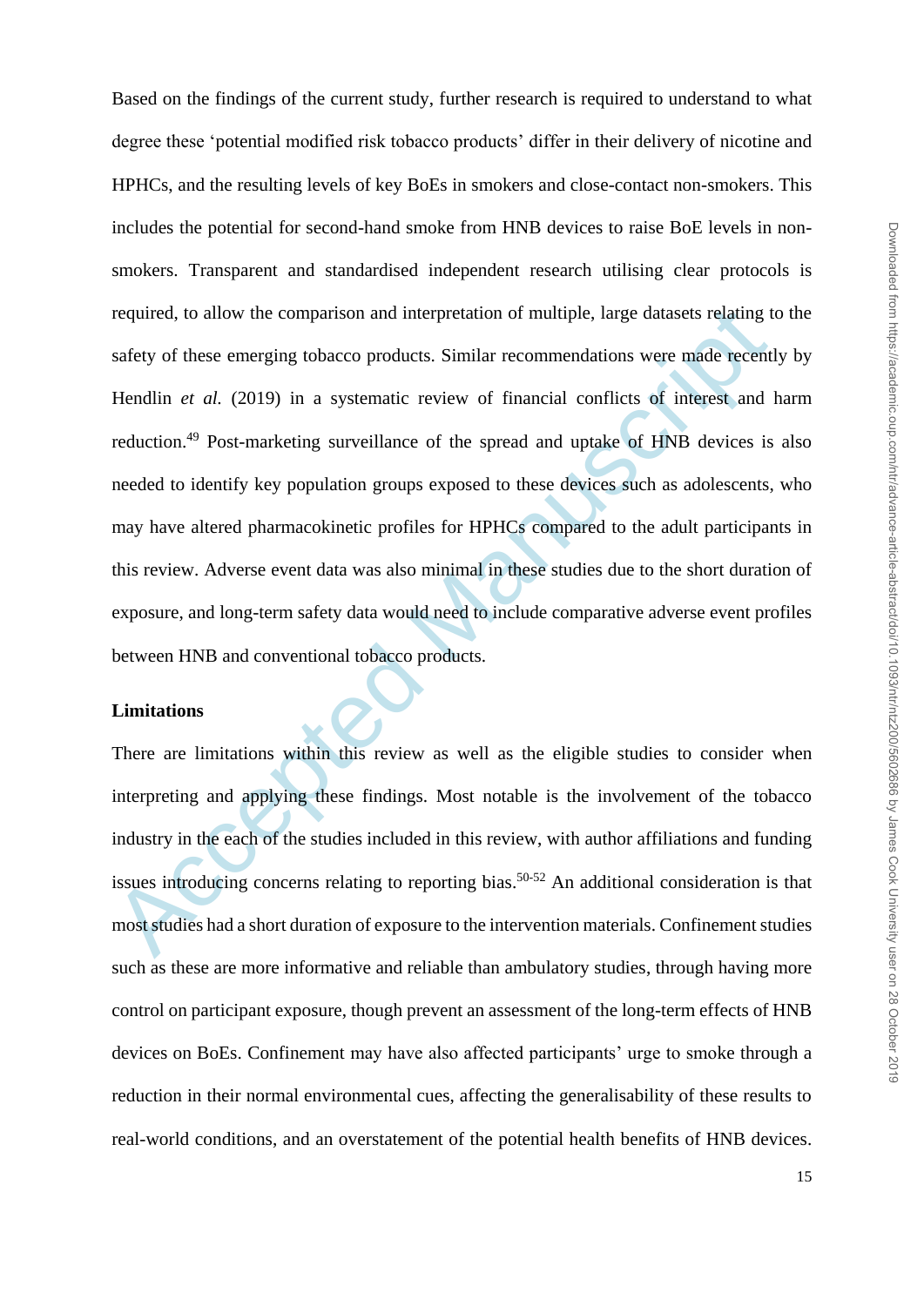Based on the findings of the current study, further research is required to understand to what degree these 'potential modified risk tobacco products' differ in their delivery of nicotine and HPHCs, and the resulting levels of key BoEs in smokers and close-contact non-smokers. This includes the potential for second-hand smoke from HNB devices to raise BoE levels in non-smokers. Transparent and standardised independent research utilising clear protocols is required, to allow the comparison and interpretation of multiple, large datasets relating to the safety of these emerging tobacco products. Similar recommendations were made recently by Hendlin *et al.* (2019) in a systematic review of financial conflicts of interest and harm reduction.[49] Post-marketing surveillance of the spread and uptake of HNB devices is also needed to identify key population groups exposed to these devices such as adolescents, who may have altered pharmacokinetic profiles for HPHCs compared to the adult participants in this review. Adverse event data was also minimal in these studies due to the short duration of exposure, and long-term safety data would need to include comparative adverse event profiles between HNB and conventional tobacco products.

**Limitations**

There are limitations within this review as well as the eligible studies to consider when interpreting and applying these findings. Most notable is the involvement of the tobacco industry in the each of the studies included in this review, with author affiliations and funding issues introducing concerns relating to reporting bias.[50-52] An additional consideration is that most studies had a short duration of exposure to the intervention materials. Confinement studies such as these are more informative and reliable than ambulatory studies, through having more control on participant exposure, though prevent an assessment of the long-term effects of HNB devices on BoEs. Confinement may have also affected participants' urge to smoke through a reduction in their normal environmental cues, affecting the generalisability of these results to real-world conditions, and an overstatement of the potential health benefits of HNB devices.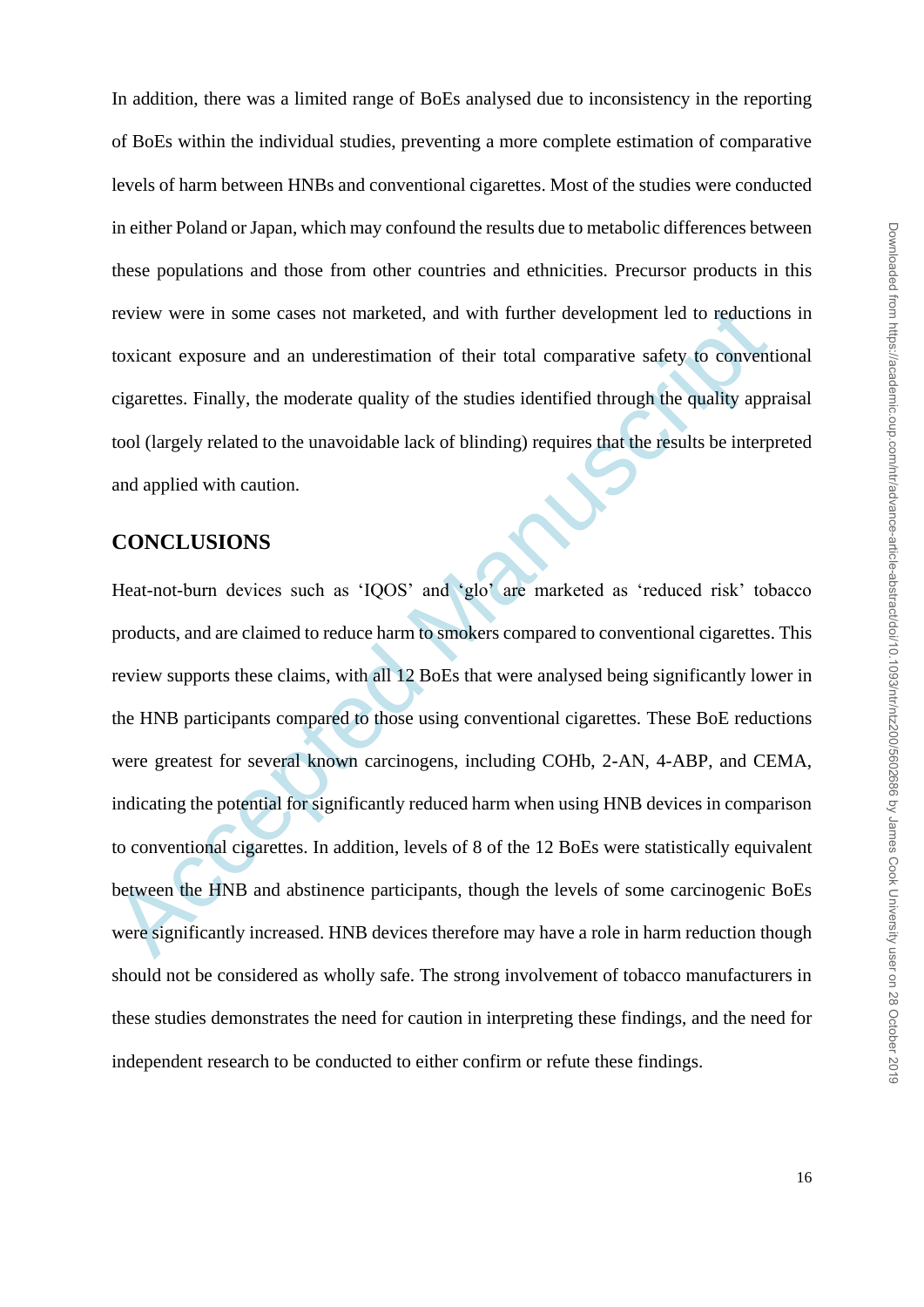In addition, there was a limited range of BoEs analysed due to inconsistency in the reporting of BoEs within the individual studies, preventing a more complete estimation of comparative levels of harm between HNBs and conventional cigarettes. Most of the studies were conducted in either Poland or Japan, which may confound the results due to metabolic differences between these populations and those from other countries and ethnicities. Precursor products in this review were in some cases not marketed, and with further development led to reductions in toxicant exposure and an underestimation of their total comparative safety to conventional cigarettes. Finally, the moderate quality of the studies identified through the quality appraisal tool (largely related to the unavoidable lack of blinding) requires that the results be interpreted and applied with caution.

## CONCLUSIONS

Heat-not-burn devices such as 'IQOS' and 'glo' are marketed as 'reduced risk' tobacco products, and are claimed to reduce harm to smokers compared to conventional cigarettes. This review supports these claims, with all 12 BoEs that were analysed being significantly lower in the HNB participants compared to those using conventional cigarettes. These BoE reductions were greatest for several known carcinogens, including COHb, 2-AN, 4-ABP, and CEMA, indicating the potential for significantly reduced harm when using HNB devices in comparison to conventional cigarettes. In addition, levels of 8 of the 12 BoEs were statistically equivalent between the HNB and abstinence participants, though the levels of some carcinogenic BoEs were significantly increased. HNB devices therefore may have a role in harm reduction though should not be considered as wholly safe. The strong involvement of tobacco manufacturers in these studies demonstrates the need for caution in interpreting these findings, and the need for independent research to be conducted to either confirm or refute these findings.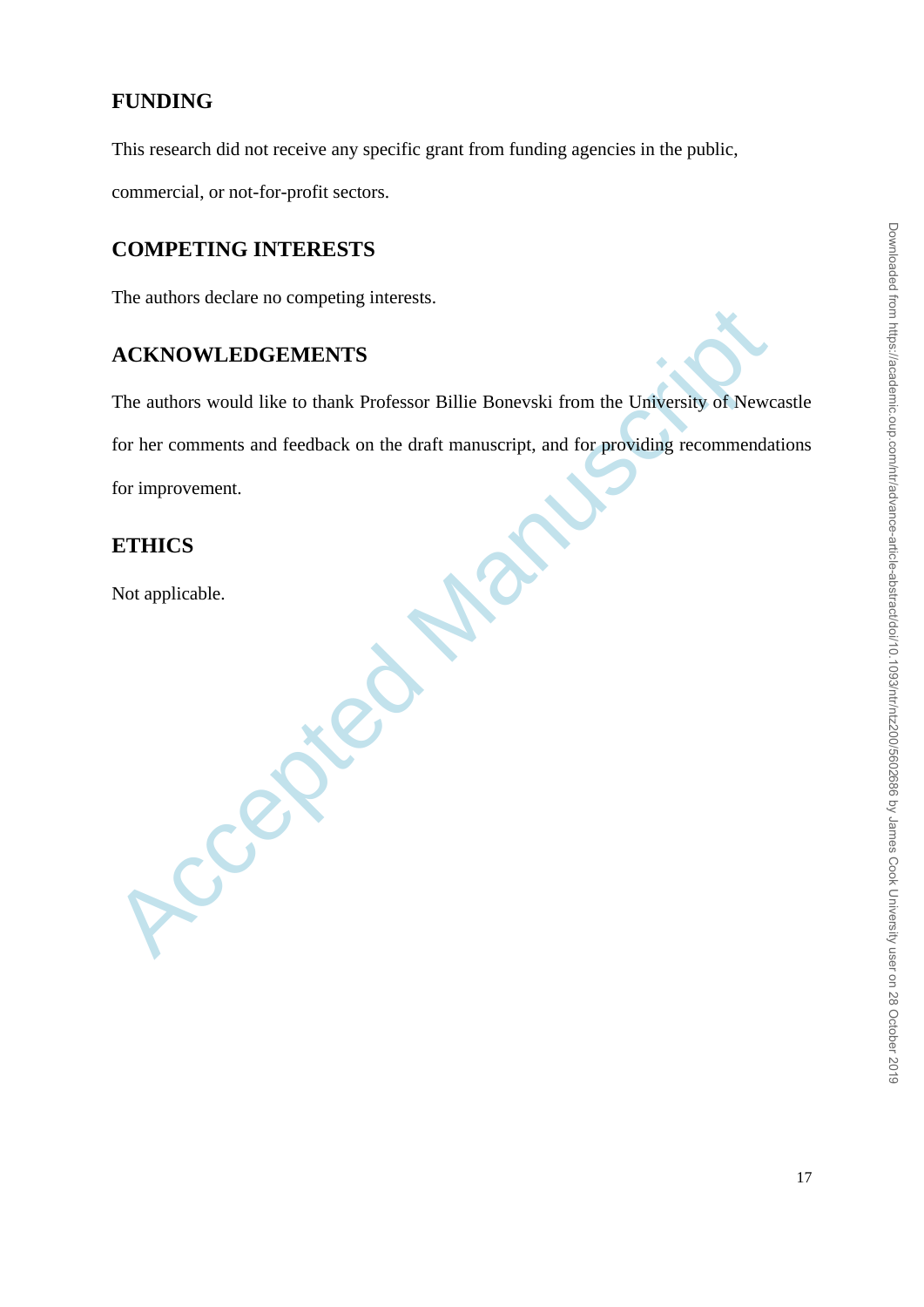## FUNDING

This research did not receive any specific grant from funding agencies in the public, commercial, or not-for-profit sectors.

## COMPETING INTERESTS

The authors declare no competing interests.

## ACKNOWLEDGEMENTS

The authors would like to thank Professor Billie Bonevski from the University of Newcastle for her comments and feedback on the draft manuscript, and for providing recommendations for improvement.

## ETHICS

Not applicable.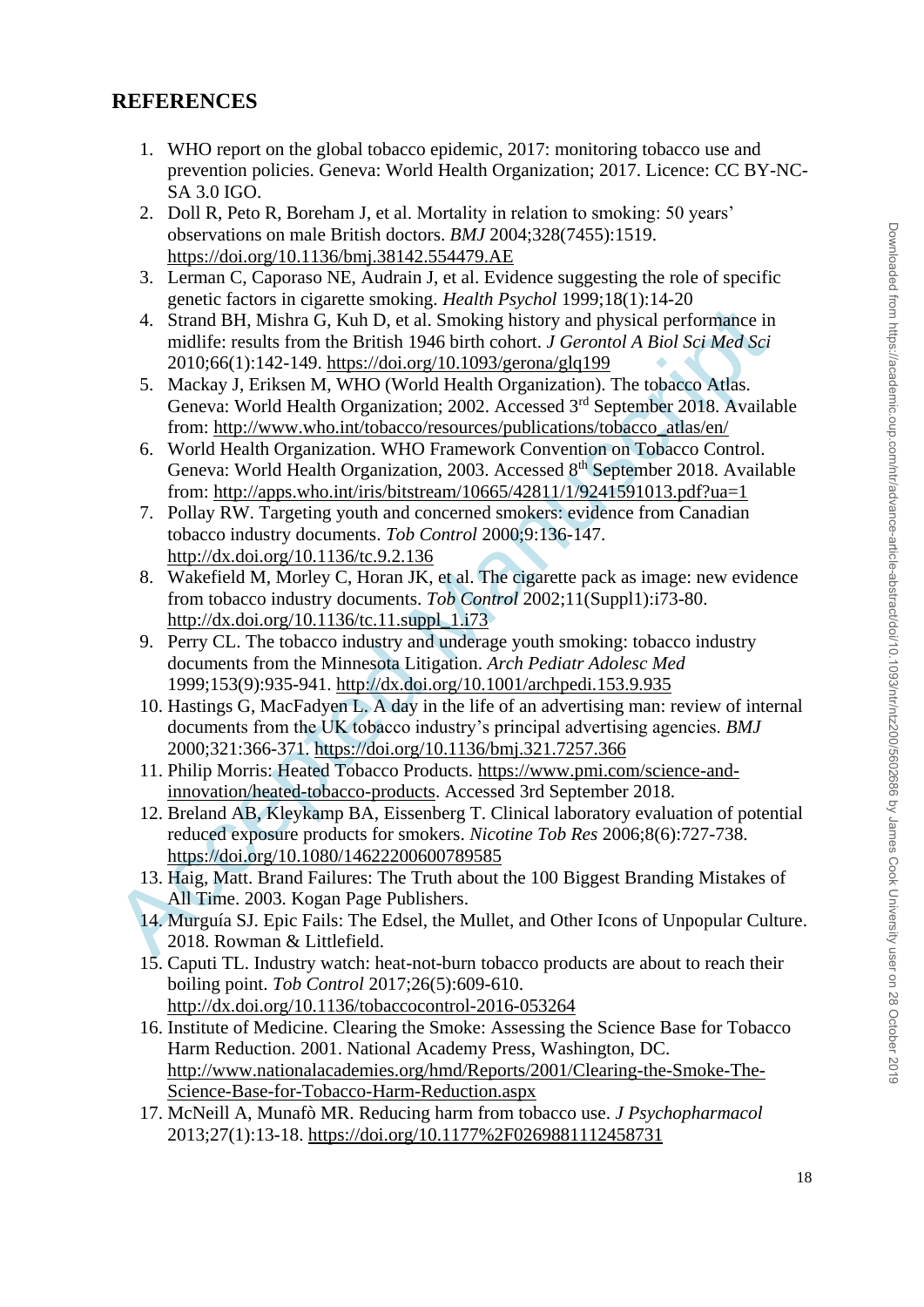## REFERENCES

1. WHO report on the global tobacco epidemic, 2017: monitoring tobacco use and prevention policies. Geneva: World Health Organization; 2017. Licence: CC BY-NC-SA 3.0 IGO.
2. Doll R, Peto R, Boreham J, et al. Mortality in relation to smoking: 50 years' observations on male British doctors. *BMJ* 2004;328(7455):1519. https://doi.org/10.1136/bmj.38142.554479.AE
3. Lerman C, Caporaso NE, Audrain J, et al. Evidence suggesting the role of specific genetic factors in cigarette smoking. *Health Psychol* 1999;18(1):14-20
4. Strand BH, Mishra G, Kuh D, et al. Smoking history and physical performance in midlife: results from the British 1946 birth cohort. *J Gerontol A Biol Sci Med Sci* 2010;66(1):142-149. https://doi.org/10.1093/gerona/glq199
5. Mackay J, Eriksen M, WHO (World Health Organization). The tobacco Atlas. Geneva: World Health Organization; 2002. Accessed 3rd September 2018. Available from: http://www.who.int/tobacco/resources/publications/tobacco_atlas/en/
6. World Health Organization. WHO Framework Convention on Tobacco Control. Geneva: World Health Organization, 2003. Accessed 8th September 2018. Available from: http://apps.who.int/iris/bitstream/10665/42811/1/9241591013.pdf?ua=1
7. Pollay RW. Targeting youth and concerned smokers: evidence from Canadian tobacco industry documents. *Tob Control* 2000;9:136-147. http://dx.doi.org/10.1136/tc.9.2.136
8. Wakefield M, Morley C, Horan JK, et al. The cigarette pack as image: new evidence from tobacco industry documents. *Tob Control* 2002;11(Suppl1):i73-80. http://dx.doi.org/10.1136/tc.11.suppl_1.i73
9. Perry CL. The tobacco industry and underage youth smoking: tobacco industry documents from the Minnesota Litigation. *Arch Pediatr Adolesc Med* 1999;153(9):935-941. http://dx.doi.org/10.1001/archpedi.153.9.935
10. Hastings G, MacFadyen L. A day in the life of an advertising man: review of internal documents from the UK tobacco industry's principal advertising agencies. *BMJ* 2000;321:366-371. https://doi.org/10.1136/bmj.321.7257.366
11. Philip Morris: Heated Tobacco Products. https://www.pmi.com/science-and-innovation/heated-tobacco-products. Accessed 3rd September 2018.
12. Breland AB, Kleykamp BA, Eissenberg T. Clinical laboratory evaluation of potential reduced exposure products for smokers. *Nicotine Tob Res* 2006;8(6):727-738. https://doi.org/10.1080/14622200600789585
13. Haig, Matt. Brand Failures: The Truth about the 100 Biggest Branding Mistakes of All Time. 2003. Kogan Page Publishers.
14. Murguía SJ. Epic Fails: The Edsel, the Mullet, and Other Icons of Unpopular Culture. 2018. Rowman & Littlefield.
15. Caputi TL. Industry watch: heat-not-burn tobacco products are about to reach their boiling point. *Tob Control* 2017;26(5):609-610. http://dx.doi.org/10.1136/tobaccocontrol-2016-053264
16. Institute of Medicine. Clearing the Smoke: Assessing the Science Base for Tobacco Harm Reduction. 2001. National Academy Press, Washington, DC. http://www.nationalacademies.org/hmd/Reports/2001/Clearing-the-Smoke-The-Science-Base-for-Tobacco-Harm-Reduction.aspx
17. McNeill A, Munafò MR. Reducing harm from tobacco use. *J Psychopharmacol* 2013;27(1):13-18. https://doi.org/10.1177%2F0269881112458731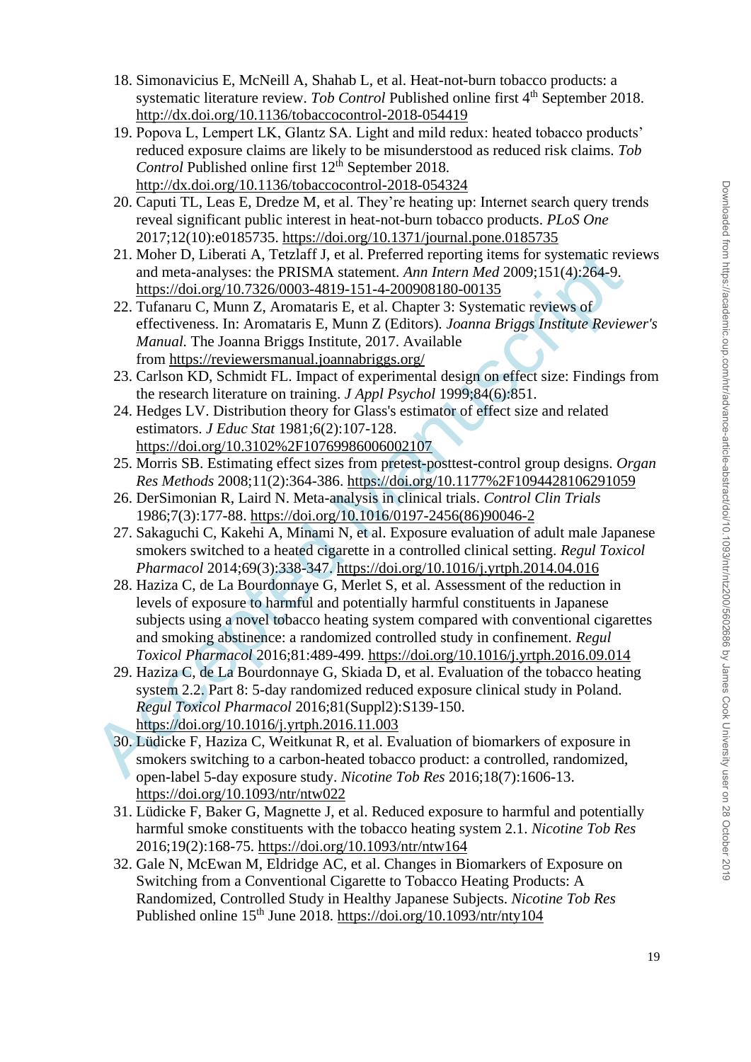18. Simonavicius E, McNeill A, Shahab L, et al. Heat-not-burn tobacco products: a systematic literature review. *Tob Control* Published online first 4th September 2018. http://dx.doi.org/10.1136/tobaccocontrol-2018-054419
19. Popova L, Lempert LK, Glantz SA. Light and mild redux: heated tobacco products' reduced exposure claims are likely to be misunderstood as reduced risk claims. *Tob Control* Published online first 12th September 2018. http://dx.doi.org/10.1136/tobaccocontrol-2018-054324
20. Caputi TL, Leas E, Dredze M, et al. They're heating up: Internet search query trends reveal significant public interest in heat-not-burn tobacco products. *PLoS One* 2017;12(10):e0185735. https://doi.org/10.1371/journal.pone.0185735
21. Moher D, Liberati A, Tetzlaff J, et al. Preferred reporting items for systematic reviews and meta-analyses: the PRISMA statement. *Ann Intern Med* 2009;151(4):264-9. https://doi.org/10.7326/0003-4819-151-4-200908180-00135
22. Tufanaru C, Munn Z, Aromataris E, et al. Chapter 3: Systematic reviews of effectiveness. In: Aromataris E, Munn Z (Editors). *Joanna Briggs Institute Reviewer's Manual*. The Joanna Briggs Institute, 2017. Available from https://reviewersmanual.joannabriggs.org/
23. Carlson KD, Schmidt FL. Impact of experimental design on effect size: Findings from the research literature on training. *J Appl Psychol* 1999;84(6):851.
24. Hedges LV. Distribution theory for Glass's estimator of effect size and related estimators. *J Educ Stat* 1981;6(2):107-128. https://doi.org/10.3102%2F10769986006002107
25. Morris SB. Estimating effect sizes from pretest-posttest-control group designs. *Organ Res Methods* 2008;11(2):364-386. https://doi.org/10.1177%2F1094428106291059
26. DerSimonian R, Laird N. Meta-analysis in clinical trials. *Control Clin Trials* 1986;7(3):177-88. https://doi.org/10.1016/0197-2456(86)90046-2
27. Sakaguchi C, Kakehi A, Minami N, et al. Exposure evaluation of adult male Japanese smokers switched to a heated cigarette in a controlled clinical setting. *Regul Toxicol Pharmacol* 2014;69(3):338-347. https://doi.org/10.1016/j.yrtph.2014.04.016
28. Haziza C, de La Bourdonnaye G, Merlet S, et al. Assessment of the reduction in levels of exposure to harmful and potentially harmful constituents in Japanese subjects using a novel tobacco heating system compared with conventional cigarettes and smoking abstinence: a randomized controlled study in confinement. *Regul Toxicol Pharmacol* 2016;81:489-499. https://doi.org/10.1016/j.yrtph.2016.09.014
29. Haziza C, de La Bourdonnaye G, Skiada D, et al. Evaluation of the tobacco heating system 2.2. Part 8: 5-day randomized reduced exposure clinical study in Poland. *Regul Toxicol Pharmacol* 2016;81(Suppl2):S139-150. https://doi.org/10.1016/j.yrtph.2016.11.003
30. Lüdicke F, Haziza C, Weitkunat R, et al. Evaluation of biomarkers of exposure in smokers switching to a carbon-heated tobacco product: a controlled, randomized, open-label 5-day exposure study. *Nicotine Tob Res* 2016;18(7):1606-13. https://doi.org/10.1093/ntr/ntw022
31. Lüdicke F, Baker G, Magnette J, et al. Reduced exposure to harmful and potentially harmful smoke constituents with the tobacco heating system 2.1. *Nicotine Tob Res* 2016;19(2):168-75. https://doi.org/10.1093/ntr/ntw164
32. Gale N, McEwan M, Eldridge AC, et al. Changes in Biomarkers of Exposure on Switching from a Conventional Cigarette to Tobacco Heating Products: A Randomized, Controlled Study in Healthy Japanese Subjects. *Nicotine Tob Res* Published online 15th June 2018. https://doi.org/10.1093/ntr/nty104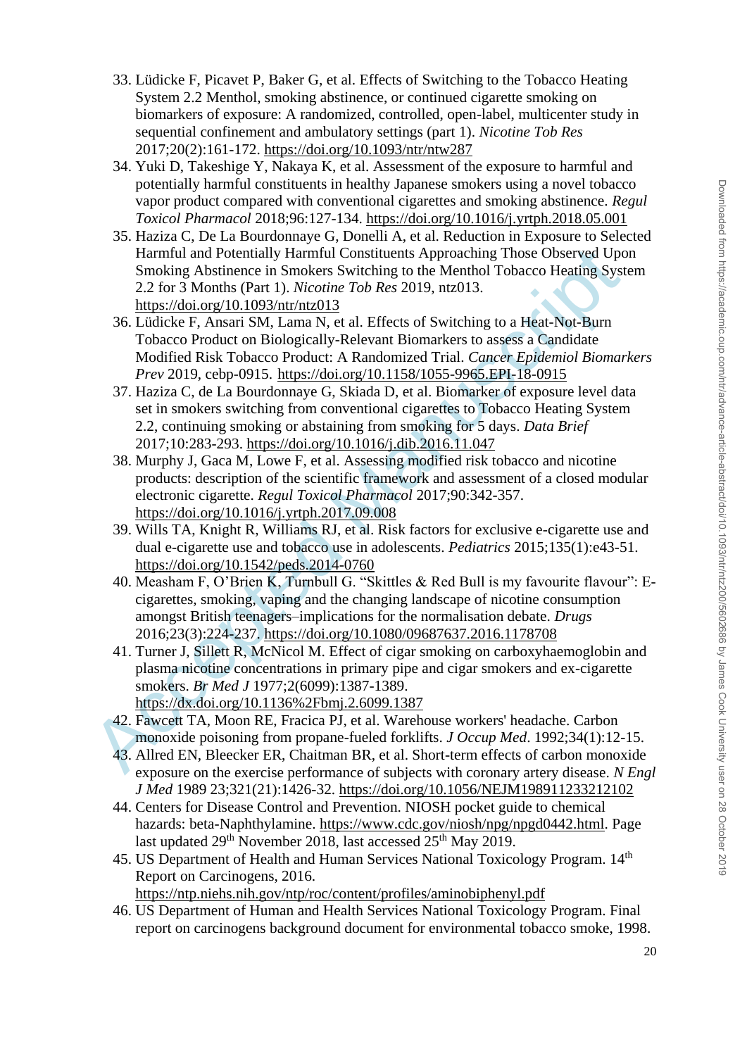33. Lüdicke F, Picavet P, Baker G, et al. Effects of Switching to the Tobacco Heating System 2.2 Menthol, smoking abstinence, or continued cigarette smoking on biomarkers of exposure: A randomized, controlled, open-label, multicenter study in sequential confinement and ambulatory settings (part 1). *Nicotine Tob Res* 2017;20(2):161-172. https://doi.org/10.1093/ntr/ntw287
34. Yuki D, Takeshige Y, Nakaya K, et al. Assessment of the exposure to harmful and potentially harmful constituents in healthy Japanese smokers using a novel tobacco vapor product compared with conventional cigarettes and smoking abstinence. *Regul Toxicol Pharmacol* 2018;96:127-134. https://doi.org/10.1016/j.yrtph.2018.05.001
35. Haziza C, De La Bourdonnaye G, Donelli A, et al. Reduction in Exposure to Selected Harmful and Potentially Harmful Constituents Approaching Those Observed Upon Smoking Abstinence in Smokers Switching to the Menthol Tobacco Heating System 2.2 for 3 Months (Part 1). *Nicotine Tob Res* 2019, ntz013. https://doi.org/10.1093/ntr/ntz013
36. Lüdicke F, Ansari SM, Lama N, et al. Effects of Switching to a Heat-Not-Burn Tobacco Product on Biologically-Relevant Biomarkers to assess a Candidate Modified Risk Tobacco Product: A Randomized Trial. *Cancer Epidemiol Biomarkers Prev* 2019, cebp-0915. https://doi.org/10.1158/1055-9965.EPI-18-0915
37. Haziza C, de La Bourdonnaye G, Skiada D, et al. Biomarker of exposure level data set in smokers switching from conventional cigarettes to Tobacco Heating System 2.2, continuing smoking or abstaining from smoking for 5 days. *Data Brief* 2017;10:283-293. https://doi.org/10.1016/j.dib.2016.11.047
38. Murphy J, Gaca M, Lowe F, et al. Assessing modified risk tobacco and nicotine products: description of the scientific framework and assessment of a closed modular electronic cigarette. *Regul Toxicol Pharmacol* 2017;90:342-357. https://doi.org/10.1016/j.yrtph.2017.09.008
39. Wills TA, Knight R, Williams RJ, et al. Risk factors for exclusive e-cigarette use and dual e-cigarette use and tobacco use in adolescents. *Pediatrics* 2015;135(1):e43-51. https://doi.org/10.1542/peds.2014-0760
40. Measham F, O'Brien K, Turnbull G. "Skittles & Red Bull is my favourite flavour": E-cigarettes, smoking, vaping and the changing landscape of nicotine consumption amongst British teenagers–implications for the normalisation debate. *Drugs* 2016;23(3):224-237. https://doi.org/10.1080/09687637.2016.1178708
41. Turner J, Sillett R, McNicol M. Effect of cigar smoking on carboxyhaemoglobin and plasma nicotine concentrations in primary pipe and cigar smokers and ex-cigarette smokers. *Br Med J* 1977;2(6099):1387-1389. https://dx.doi.org/10.1136%2Fbmj.2.6099.1387
42. Fawcett TA, Moon RE, Fracica PJ, et al. Warehouse workers' headache. Carbon monoxide poisoning from propane-fueled forklifts. *J Occup Med*. 1992;34(1):12-15.
43. Allred EN, Bleecker ER, Chaitman BR, et al. Short-term effects of carbon monoxide exposure on the exercise performance of subjects with coronary artery disease. *N Engl J Med* 1989 23;321(21):1426-32. https://doi.org/10.1056/NEJM198911233212102
44. Centers for Disease Control and Prevention. NIOSH pocket guide to chemical hazards: beta-Naphthylamine. https://www.cdc.gov/niosh/npg/npgd0442.html. Page last updated 29th November 2018, last accessed 25th May 2019.
45. US Department of Health and Human Services National Toxicology Program. 14th Report on Carcinogens, 2016. https://ntp.niehs.nih.gov/ntp/roc/content/profiles/aminobiphenyl.pdf
46. US Department of Human and Health Services National Toxicology Program. Final report on carcinogens background document for environmental tobacco smoke, 1998.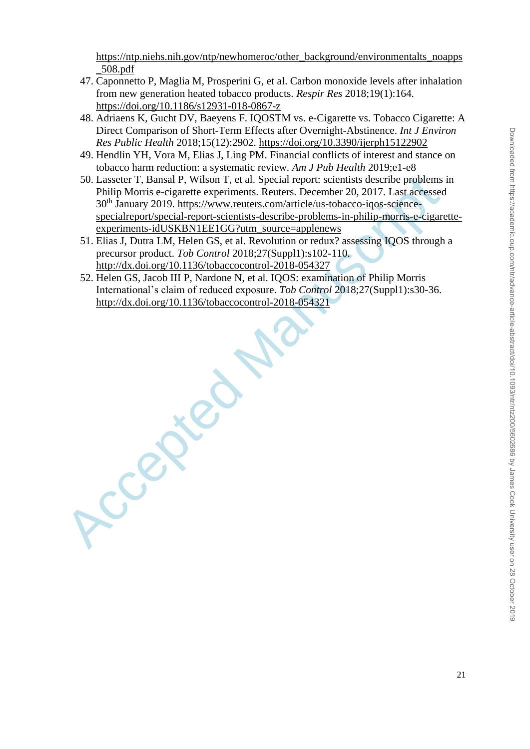https://ntp.niehs.nih.gov/ntp/newhomeroc/other_background/environmentalts_noapps_508.pdf

47. Caponnetto P, Maglia M, Prosperini G, et al. Carbon monoxide levels after inhalation from new generation heated tobacco products. *Respir Res* 2018;19(1):164. https://doi.org/10.1186/s12931-018-0867-z
48. Adriaens K, Gucht DV, Baeyens F. IQOSTM vs. e-Cigarette vs. Tobacco Cigarette: A Direct Comparison of Short-Term Effects after Overnight-Abstinence. *Int J Environ Res Public Health* 2018;15(12):2902. https://doi.org/10.3390/ijerph15122902
49. Hendlin YH, Vora M, Elias J, Ling PM. Financial conflicts of interest and stance on tobacco harm reduction: a systematic review. *Am J Pub Health* 2019;e1-e8
50. Lasseter T, Bansal P, Wilson T, et al. Special report: scientists describe problems in Philip Morris e-cigarette experiments. Reuters. December 20, 2017. Last accessed 30th January 2019. https://www.reuters.com/article/us-tobacco-iqos-science-specialreport/special-report-scientists-describe-problems-in-philip-morris-e-cigarette-experiments-idUSKBN1EE1GG?utm_source=applenews
51. Elias J, Dutra LM, Helen GS, et al. Revolution or redux? assessing IQOS through a precursor product. *Tob Control* 2018;27(Suppl1):s102-110. http://dx.doi.org/10.1136/tobaccocontrol-2018-054327
52. Helen GS, Jacob III P, Nardone N, et al. IQOS: examination of Philip Morris International's claim of reduced exposure. *Tob Control* 2018;27(Suppl1):s30-36. http://dx.doi.org/10.1136/tobaccocontrol-2018-054321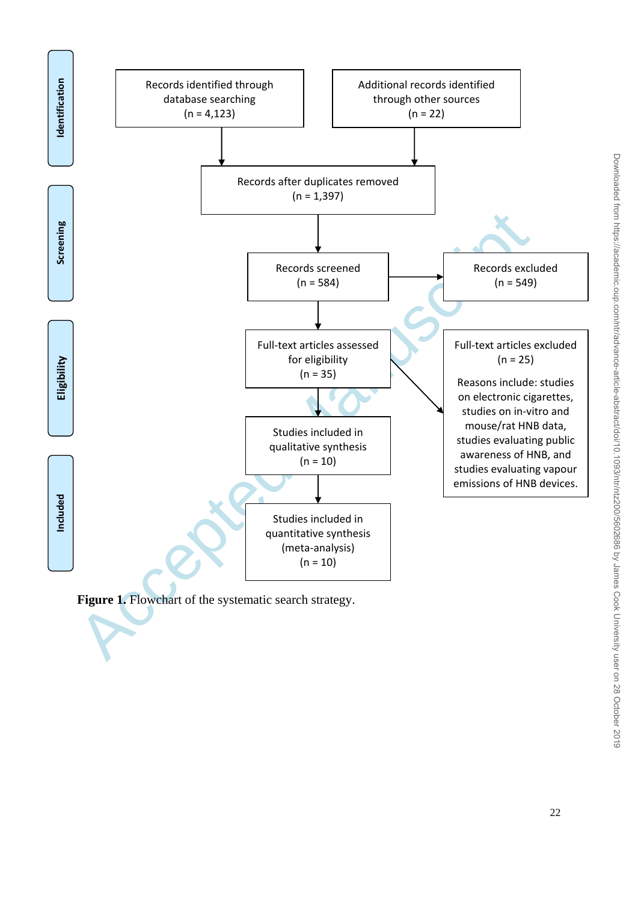**Identification**

Records identified through database searching (n = 4,123)

Additional records identified through other sources (n = 22)

**Screening**

Records after duplicates removed (n = 1,397)

Records screened (n = 584)

Records excluded (n = 549)

**Eligibility**

Full-text articles assessed for eligibility (n = 35)

Full-text articles excluded (n = 25)

Reasons include: studies on electronic cigarettes, studies on in-vitro and mouse/rat HNB data, studies evaluating public awareness of HNB, and studies evaluating vapour emissions of HNB devices.

**Included**

Studies included in qualitative synthesis (n = 10)

Studies included in quantitative synthesis (meta-analysis) (n = 10)

**Figure 1.** Flowchart of the systematic search strategy.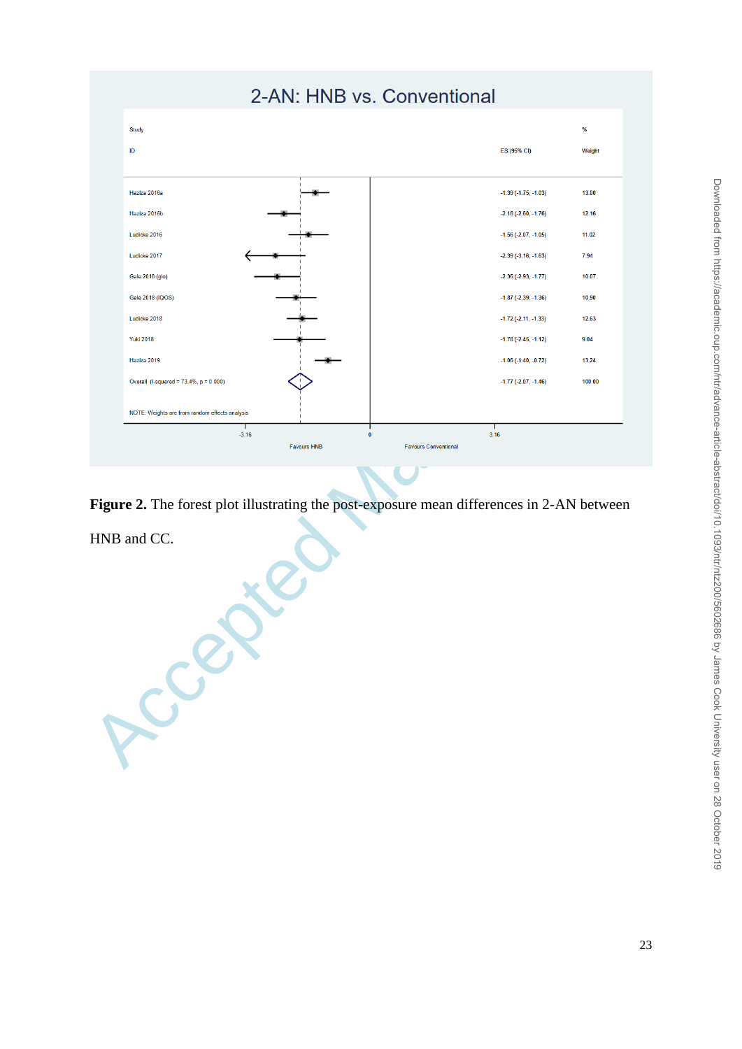## 2-AN: HNB vs. Conventional

| Study ID | ES (95% CI) | % Weight |
|---|---|---|
| Haziza 2016a | -1.39 (-1.75, -1.03) | 13.00 |
| Haziza 2016b | -2.18 (-2.60, -1.76) | 12.16 |
| Ludicke 2016 | -1.56 (-2.07, -1.05) | 11.02 |
| Ludicke 2017 | -2.39 (-3.16, -1.63) | 7.94 |
| Gale 2018 (glo) | -2.35 (-2.93, -1.77) | 10.07 |
| Gale 2018 (IQOS) | -1.87 (-2.39, -1.36) | 10.90 |
| Ludicke 2018 | -1.72 (-2.11, -1.33) | 12.63 |
| Yuki 2018 | -1.78 (-2.45, -1.12) | 9.04 |
| Haziza 2019 | -1.06 (-1.40, -0.72) | 13.24 |
| Overall (I-squared = 73.4%, p = 0.000) | -1.77 (-2.07, -1.46) | 100.00 |

NOTE: Weights are from random effects analysis

-3.16 | 0 | 3.16

Favours HNB | Favours Conventional

**Figure 2.** The forest plot illustrating the post-exposure mean differences in 2-AN between HNB and CC.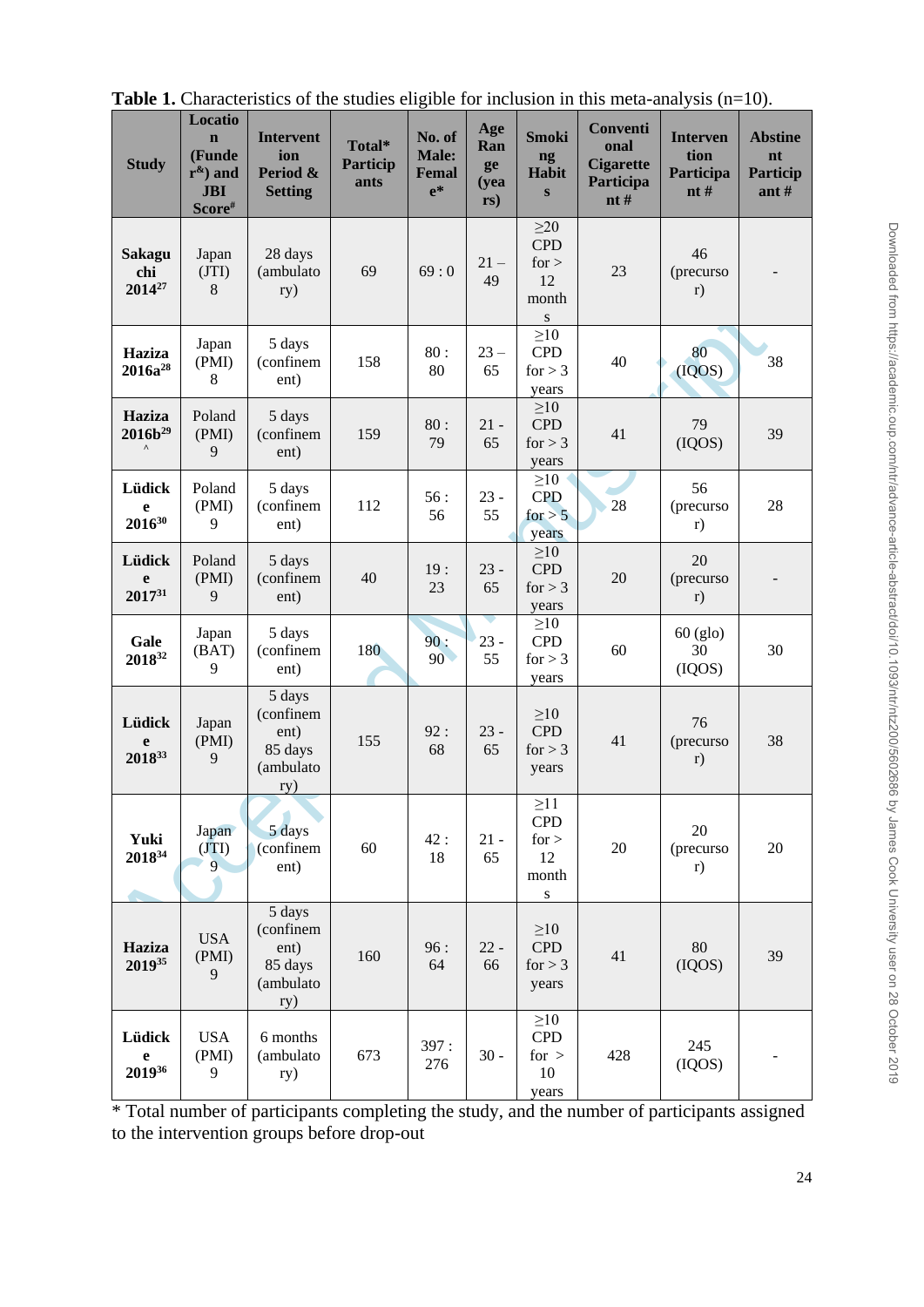**Table 1.** Characteristics of the studies eligible for inclusion in this meta-analysis (n=10).

| Study | Location (Funder[&]) and JBI Score[#] | Intervention Period & Setting | Total* Participants | No. of Male: Female* | Age Range (years) | Smoking Habits | Conventional Cigarette Participant # | Intervention Participant # | Abstinent Participant # |
|---|---|---|---|---|---|---|---|---|---|
| **Sakaguchi 2014**[27] | Japan (JTI) 8 | 28 days (ambulatory) | 69 | 69 : 0 | 21 – 49 | ≥20 CPD for > 12 months | 23 | 46 (precursor) | - |
| **Haziza 2016a**[28] | Japan (PMI) 8 | 5 days (confinement) | 158 | 80 : 80 | 23 – 65 | ≥10 CPD for > 3 years | 40 | 80 (IQOS) | 38 |
| **Haziza 2016b**[29] ^ | Poland (PMI) 9 | 5 days (confinement) | 159 | 80 : 79 | 21 - 65 | ≥10 CPD for > 3 years | 41 | 79 (IQOS) | 39 |
| **Lüdicke 2016**[30] | Poland (PMI) 9 | 5 days (confinement) | 112 | 56 : 56 | 23 - 55 | ≥10 CPD for > 5 years | 28 | 56 (precursor) | 28 |
| **Lüdicke 2017**[31] | Poland (PMI) 9 | 5 days (confinement) | 40 | 19 : 23 | 23 - 65 | ≥10 CPD for > 3 years | 20 | 20 (precursor) | - |
| **Gale 2018**[32] | Japan (BAT) 9 | 5 days (confinement) | 180 | 90 : 90 | 23 - 55 | ≥10 CPD for > 3 years | 60 | 60 (glo) 30 (IQOS) | 30 |
| **Lüdicke 2018**[33] | Japan (PMI) 9 | 5 days (confinement) 85 days (ambulatory) | 155 | 92 : 68 | 23 - 65 | ≥10 CPD for > 3 years | 41 | 76 (precursor) | 38 |
| **Yuki 2018**[34] | Japan (JTI) 9 | 5 days (confinement) | 60 | 42 : 18 | 21 - 65 | ≥11 CPD for > 12 months | 20 | 20 (precursor) | 20 |
| **Haziza 2019**[35] | USA (PMI) 9 | 5 days (confinement) 85 days (ambulatory) | 160 | 96 : 64 | 22 - 66 | ≥10 CPD for > 3 years | 41 | 80 (IQOS) | 39 |
| **Lüdicke 2019**[36] | USA (PMI) 9 | 6 months (ambulatory) | 673 | 397 : 276 | 30 - | ≥10 CPD for > 10 years | 428 | 245 (IQOS) | - |

\* Total number of participants completing the study, and the number of participants assigned to the intervention groups before drop-out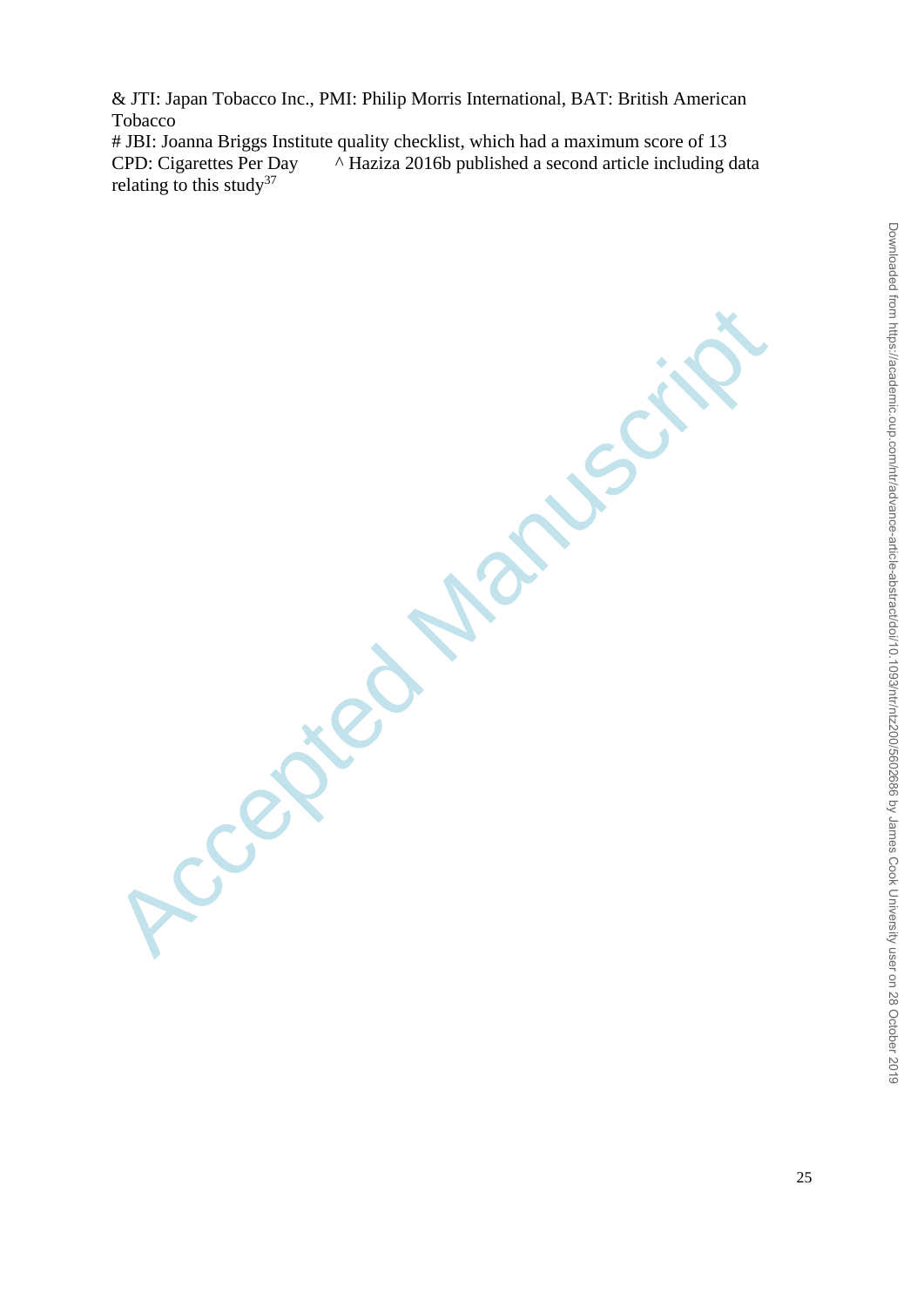& JTI: Japan Tobacco Inc., PMI: Philip Morris International, BAT: British American Tobacco

# JBI: Joanna Briggs Institute quality checklist, which had a maximum score of 13

CPD: Cigarettes Per Day ^ Haziza 2016b published a second article including data relating to this study[37]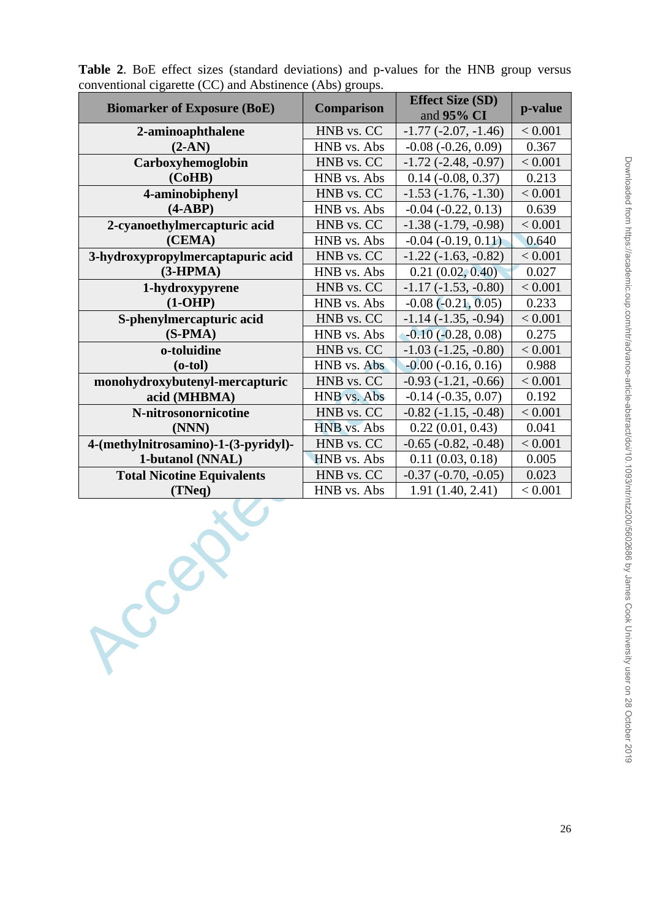**Table 2**. BoE effect sizes (standard deviations) and p-values for the HNB group versus conventional cigarette (CC) and Abstinence (Abs) groups.

| Biomarker of Exposure (BoE) | Comparison | Effect Size (SD) and 95% CI | p-value |
|---|---|---|---|
| 2-aminoaphthalene (2-AN) | HNB vs. CC | -1.77 (-2.07, -1.46) | < 0.001 |
| | HNB vs. Abs | -0.08 (-0.26, 0.09) | 0.367 |
| Carboxyhemoglobin (CoHB) | HNB vs. CC | -1.72 (-2.48, -0.97) | < 0.001 |
| | HNB vs. Abs | 0.14 (-0.08, 0.37) | 0.213 |
| 4-aminobiphenyl (4-ABP) | HNB vs. CC | -1.53 (-1.76, -1.30) | < 0.001 |
| | HNB vs. Abs | -0.04 (-0.22, 0.13) | 0.639 |
| 2-cyanoethylmercapturic acid (CEMA) | HNB vs. CC | -1.38 (-1.79, -0.98) | < 0.001 |
| | HNB vs. Abs | -0.04 (-0.19, 0.11) | 0.640 |
| 3-hydroxypropylmercaptapuric acid (3-HPMA) | HNB vs. CC | -1.22 (-1.63, -0.82) | < 0.001 |
| | HNB vs. Abs | 0.21 (0.02, 0.40) | 0.027 |
| 1-hydroxypyrene (1-OHP) | HNB vs. CC | -1.17 (-1.53, -0.80) | < 0.001 |
| | HNB vs. Abs | -0.08 (-0.21, 0.05) | 0.233 |
| S-phenylmercapturic acid (S-PMA) | HNB vs. CC | -1.14 (-1.35, -0.94) | < 0.001 |
| | HNB vs. Abs | -0.10 (-0.28, 0.08) | 0.275 |
| o-toluidine (o-tol) | HNB vs. CC | -1.03 (-1.25, -0.80) | < 0.001 |
| | HNB vs. Abs | -0.00 (-0.16, 0.16) | 0.988 |
| monohydroxybutenyl-mercapturic acid (MHBMA) | HNB vs. CC | -0.93 (-1.21, -0.66) | < 0.001 |
| | HNB vs. Abs | -0.14 (-0.35, 0.07) | 0.192 |
| N-nitrosonornicotine (NNN) | HNB vs. CC | -0.82 (-1.15, -0.48) | < 0.001 |
| | HNB vs. Abs | 0.22 (0.01, 0.43) | 0.041 |
| 4-(methylnitrosamino)-1-(3-pyridyl)-1-butanol (NNAL) | HNB vs. CC | -0.65 (-0.82, -0.48) | < 0.001 |
| | HNB vs. Abs | 0.11 (0.03, 0.18) | 0.005 |
| Total Nicotine Equivalents (TNeq) | HNB vs. CC | -0.37 (-0.70, -0.05) | 0.023 |
| | HNB vs. Abs | 1.91 (1.40, 2.41) | < 0.001 |